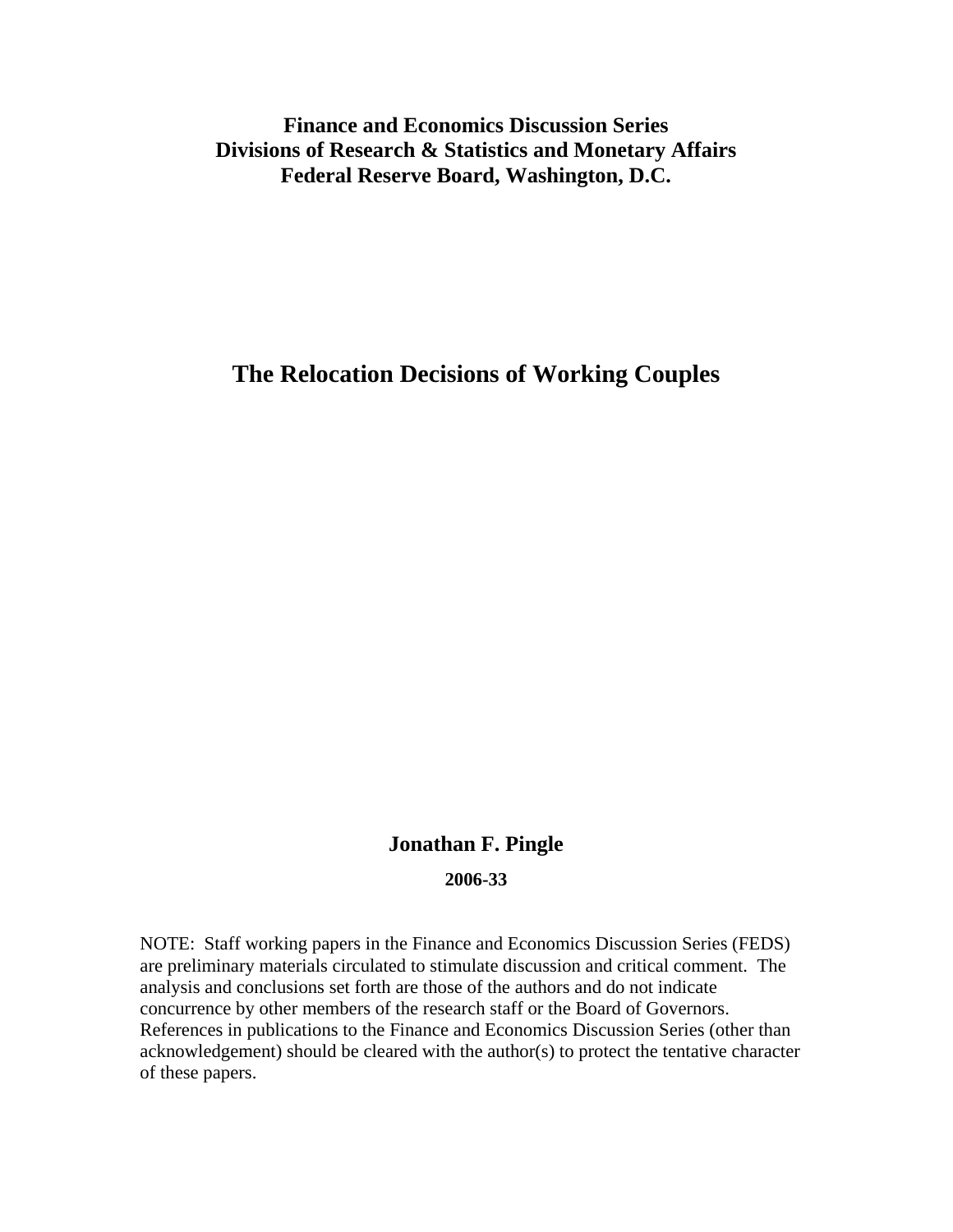**Finance and Economics Discussion Series**
**Divisions of Research & Statistics and Monetary Affairs**
**Federal Reserve Board, Washington, D.C.**

# The Relocation Decisions of Working Couples

**Jonathan F. Pingle**

**2006-33**

NOTE: Staff working papers in the Finance and Economics Discussion Series (FEDS) are preliminary materials circulated to stimulate discussion and critical comment. The analysis and conclusions set forth are those of the authors and do not indicate concurrence by other members of the research staff or the Board of Governors. References in publications to the Finance and Economics Discussion Series (other than acknowledgement) should be cleared with the author(s) to protect the tentative character of these papers.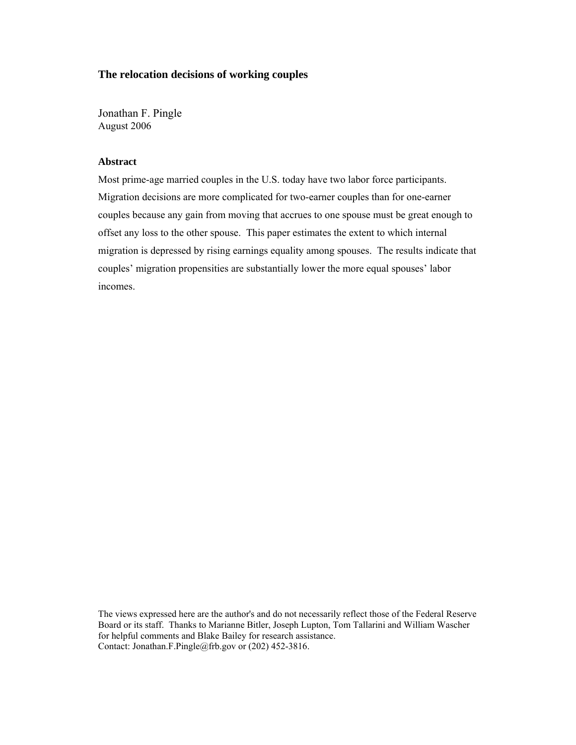### The relocation decisions of working couples

Jonathan F. Pingle
August 2006

**Abstract**

Most prime-age married couples in the U.S. today have two labor force participants. Migration decisions are more complicated for two-earner couples than for one-earner couples because any gain from moving that accrues to one spouse must be great enough to offset any loss to the other spouse. This paper estimates the extent to which internal migration is depressed by rising earnings equality among spouses. The results indicate that couples' migration propensities are substantially lower the more equal spouses' labor incomes.

The views expressed here are the author's and do not necessarily reflect those of the Federal Reserve Board or its staff. Thanks to Marianne Bitler, Joseph Lupton, Tom Tallarini and William Wascher for helpful comments and Blake Bailey for research assistance.
Contact: Jonathan.F.Pingle@frb.gov or (202) 452-3816.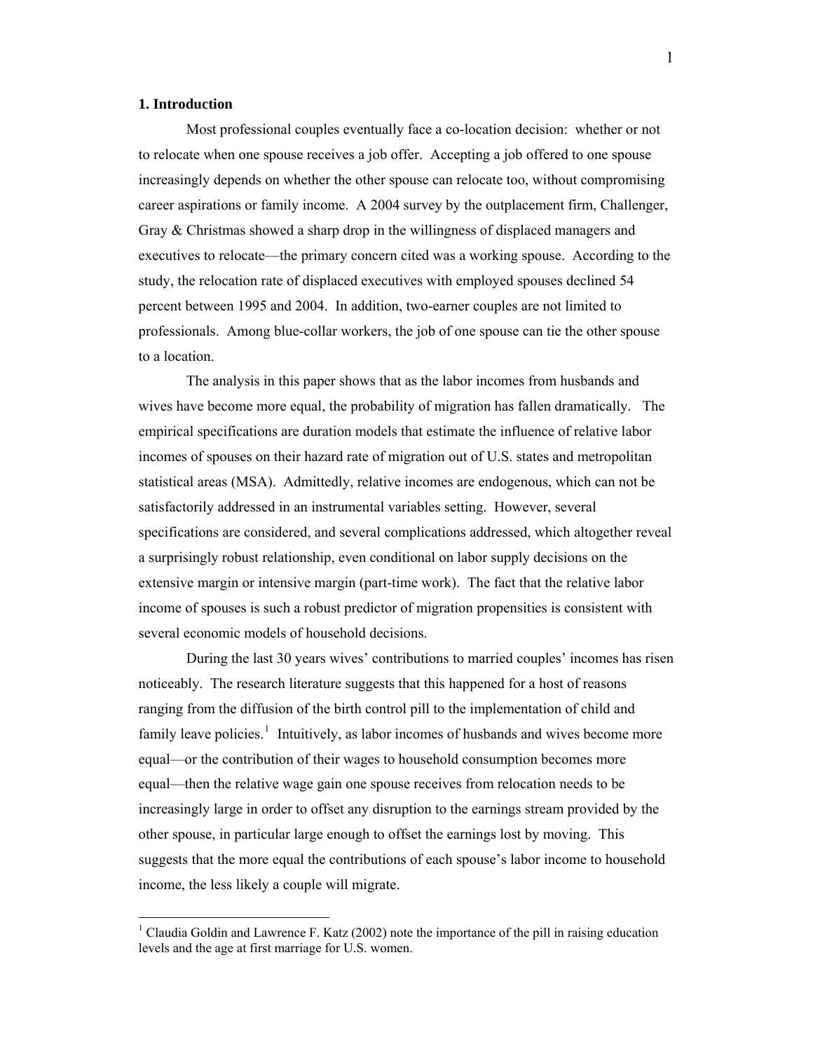## 1. Introduction

Most professional couples eventually face a co-location decision: whether or not to relocate when one spouse receives a job offer. Accepting a job offered to one spouse increasingly depends on whether the other spouse can relocate too, without compromising career aspirations or family income. A 2004 survey by the outplacement firm, Challenger, Gray & Christmas showed a sharp drop in the willingness of displaced managers and executives to relocate—the primary concern cited was a working spouse. According to the study, the relocation rate of displaced executives with employed spouses declined 54 percent between 1995 and 2004. In addition, two-earner couples are not limited to professionals. Among blue-collar workers, the job of one spouse can tie the other spouse to a location.

The analysis in this paper shows that as the labor incomes from husbands and wives have become more equal, the probability of migration has fallen dramatically. The empirical specifications are duration models that estimate the influence of relative labor incomes of spouses on their hazard rate of migration out of U.S. states and metropolitan statistical areas (MSA). Admittedly, relative incomes are endogenous, which can not be satisfactorily addressed in an instrumental variables setting. However, several specifications are considered, and several complications addressed, which altogether reveal a surprisingly robust relationship, even conditional on labor supply decisions on the extensive margin or intensive margin (part-time work). The fact that the relative labor income of spouses is such a robust predictor of migration propensities is consistent with several economic models of household decisions.

During the last 30 years wives' contributions to married couples' incomes has risen noticeably. The research literature suggests that this happened for a host of reasons ranging from the diffusion of the birth control pill to the implementation of child and family leave policies.[1] Intuitively, as labor incomes of husbands and wives become more equal—or the contribution of their wages to household consumption becomes more equal—then the relative wage gain one spouse receives from relocation needs to be increasingly large in order to offset any disruption to the earnings stream provided by the other spouse, in particular large enough to offset the earnings lost by moving. This suggests that the more equal the contributions of each spouse's labor income to household income, the less likely a couple will migrate.

[1] Claudia Goldin and Lawrence F. Katz (2002) note the importance of the pill in raising education levels and the age at first marriage for U.S. women.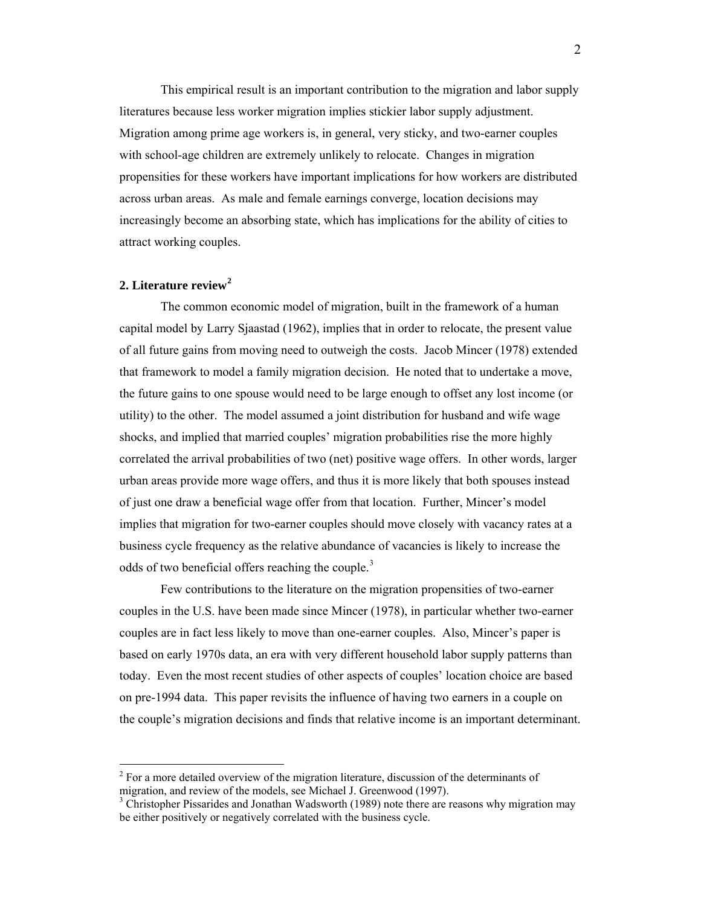This empirical result is an important contribution to the migration and labor supply literatures because less worker migration implies stickier labor supply adjustment. Migration among prime age workers is, in general, very sticky, and two-earner couples with school-age children are extremely unlikely to relocate. Changes in migration propensities for these workers have important implications for how workers are distributed across urban areas. As male and female earnings converge, location decisions may increasingly become an absorbing state, which has implications for the ability of cities to attract working couples.

## 2. Literature review[2]

The common economic model of migration, built in the framework of a human capital model by Larry Sjaastad (1962), implies that in order to relocate, the present value of all future gains from moving need to outweigh the costs. Jacob Mincer (1978) extended that framework to model a family migration decision. He noted that to undertake a move, the future gains to one spouse would need to be large enough to offset any lost income (or utility) to the other. The model assumed a joint distribution for husband and wife wage shocks, and implied that married couples' migration probabilities rise the more highly correlated the arrival probabilities of two (net) positive wage offers. In other words, larger urban areas provide more wage offers, and thus it is more likely that both spouses instead of just one draw a beneficial wage offer from that location. Further, Mincer's model implies that migration for two-earner couples should move closely with vacancy rates at a business cycle frequency as the relative abundance of vacancies is likely to increase the odds of two beneficial offers reaching the couple.[3]

Few contributions to the literature on the migration propensities of two-earner couples in the U.S. have been made since Mincer (1978), in particular whether two-earner couples are in fact less likely to move than one-earner couples. Also, Mincer's paper is based on early 1970s data, an era with very different household labor supply patterns than today. Even the most recent studies of other aspects of couples' location choice are based on pre-1994 data. This paper revisits the influence of having two earners in a couple on the couple's migration decisions and finds that relative income is an important determinant.

[2] For a more detailed overview of the migration literature, discussion of the determinants of migration, and review of the models, see Michael J. Greenwood (1997).

[3] Christopher Pissarides and Jonathan Wadsworth (1989) note there are reasons why migration may be either positively or negatively correlated with the business cycle.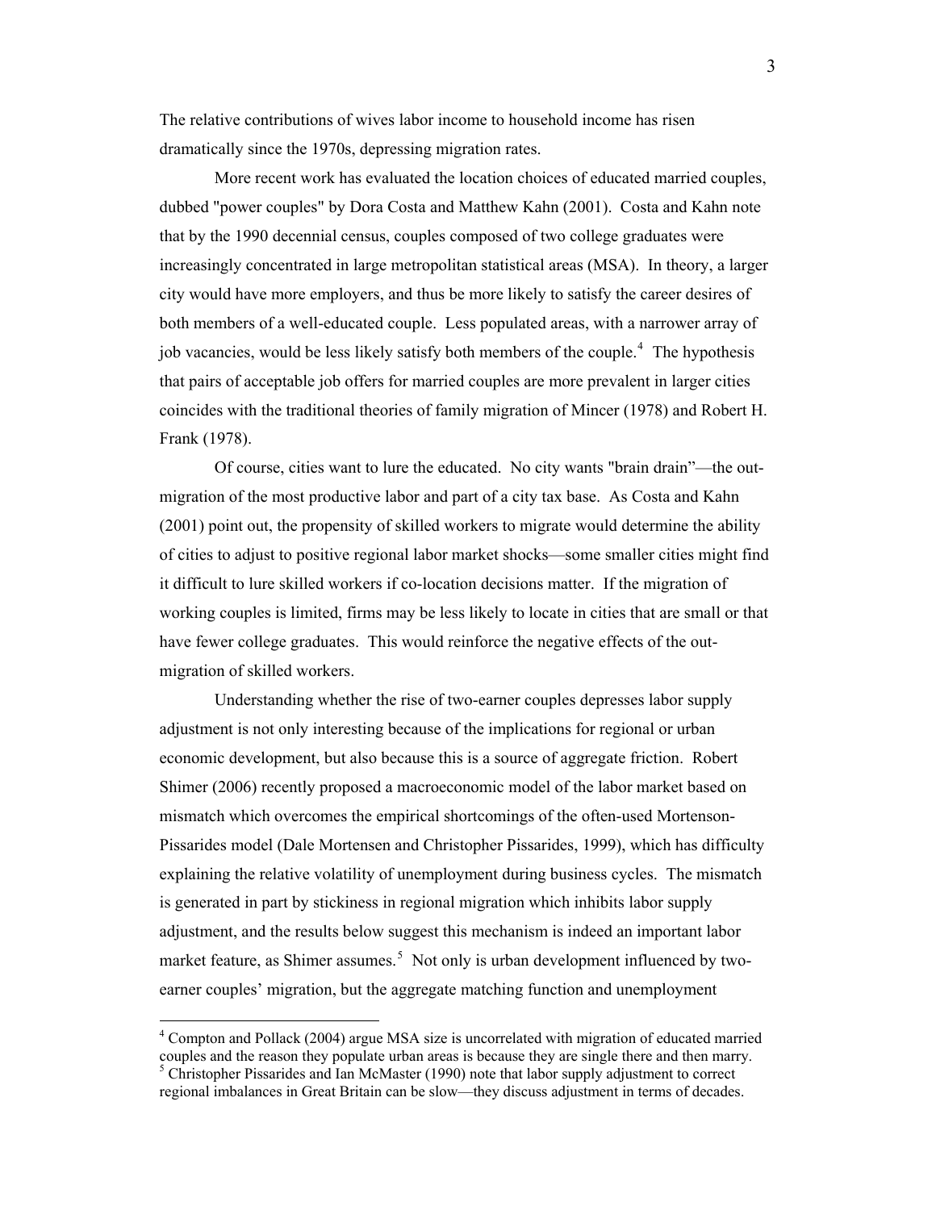The relative contributions of wives labor income to household income has risen dramatically since the 1970s, depressing migration rates.

More recent work has evaluated the location choices of educated married couples, dubbed "power couples" by Dora Costa and Matthew Kahn (2001). Costa and Kahn note that by the 1990 decennial census, couples composed of two college graduates were increasingly concentrated in large metropolitan statistical areas (MSA). In theory, a larger city would have more employers, and thus be more likely to satisfy the career desires of both members of a well-educated couple. Less populated areas, with a narrower array of job vacancies, would be less likely satisfy both members of the couple.[4] The hypothesis that pairs of acceptable job offers for married couples are more prevalent in larger cities coincides with the traditional theories of family migration of Mincer (1978) and Robert H. Frank (1978).

Of course, cities want to lure the educated. No city wants "brain drain"—the out-migration of the most productive labor and part of a city tax base. As Costa and Kahn (2001) point out, the propensity of skilled workers to migrate would determine the ability of cities to adjust to positive regional labor market shocks—some smaller cities might find it difficult to lure skilled workers if co-location decisions matter. If the migration of working couples is limited, firms may be less likely to locate in cities that are small or that have fewer college graduates. This would reinforce the negative effects of the out-migration of skilled workers.

Understanding whether the rise of two-earner couples depresses labor supply adjustment is not only interesting because of the implications for regional or urban economic development, but also because this is a source of aggregate friction. Robert Shimer (2006) recently proposed a macroeconomic model of the labor market based on mismatch which overcomes the empirical shortcomings of the often-used Mortenson-Pissarides model (Dale Mortensen and Christopher Pissarides, 1999), which has difficulty explaining the relative volatility of unemployment during business cycles. The mismatch is generated in part by stickiness in regional migration which inhibits labor supply adjustment, and the results below suggest this mechanism is indeed an important labor market feature, as Shimer assumes.[5] Not only is urban development influenced by two-earner couples' migration, but the aggregate matching function and unemployment

[4] Compton and Pollack (2004) argue MSA size is uncorrelated with migration of educated married couples and the reason they populate urban areas is because they are single there and then marry.

[5] Christopher Pissarides and Ian McMaster (1990) note that labor supply adjustment to correct regional imbalances in Great Britain can be slow—they discuss adjustment in terms of decades.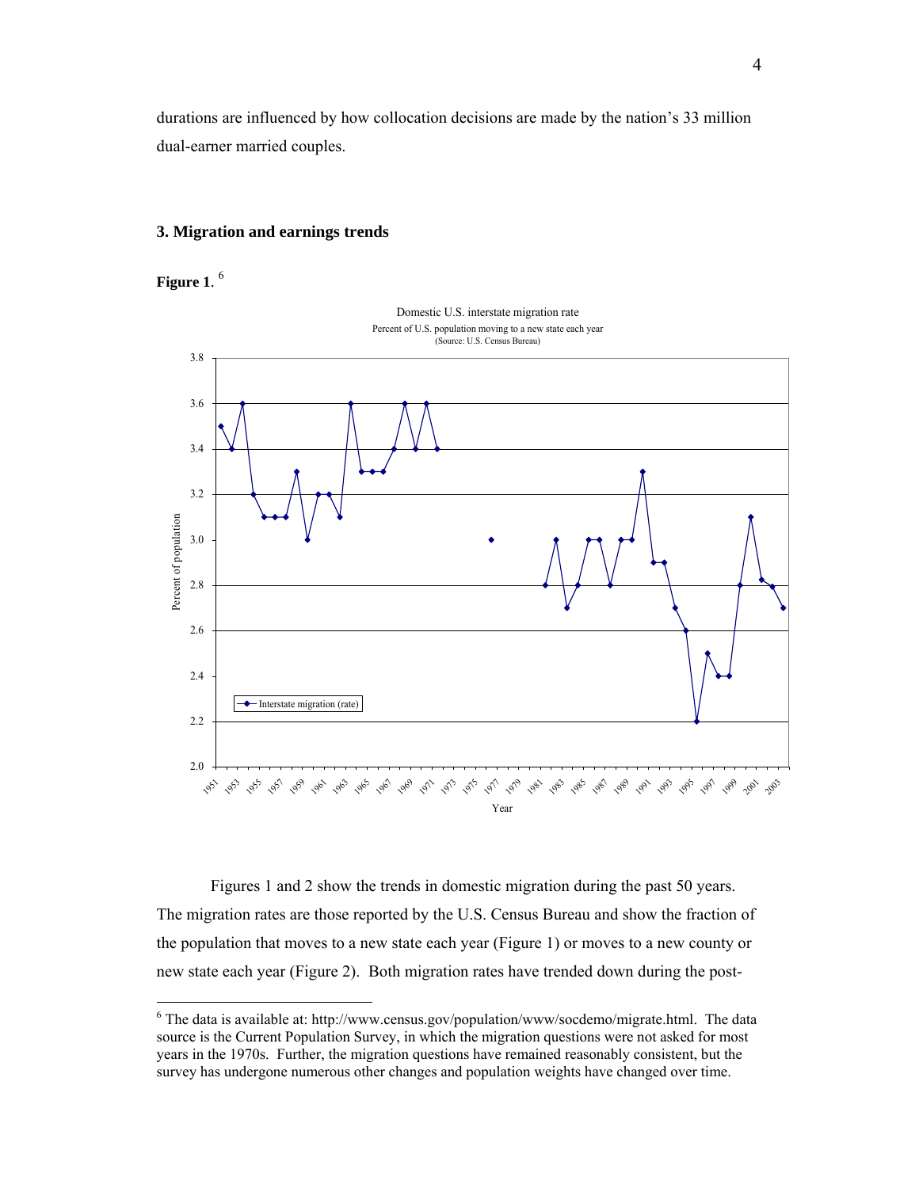durations are influenced by how collocation decisions are made by the nation's 33 million dual-earner married couples.

## 3. Migration and earnings trends

**Figure 1**. [6]

Figures 1 and 2 show the trends in domestic migration during the past 50 years. The migration rates are those reported by the U.S. Census Bureau and show the fraction of the population that moves to a new state each year (Figure 1) or moves to a new county or new state each year (Figure 2). Both migration rates have trended down during the post-

---

[6] The data is available at: http://www.census.gov/population/www/socdemo/migrate.html. The data source is the Current Population Survey, in which the migration questions were not asked for most years in the 1970s. Further, the migration questions have remained reasonably consistent, but the survey has undergone numerous other changes and population weights have changed over time.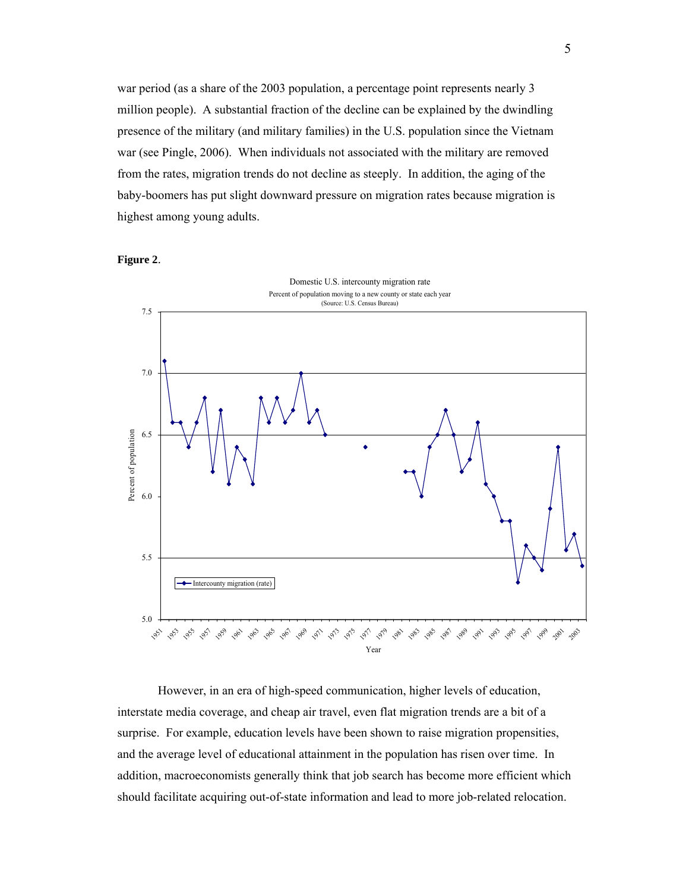war period (as a share of the 2003 population, a percentage point represents nearly 3 million people). A substantial fraction of the decline can be explained by the dwindling presence of the military (and military families) in the U.S. population since the Vietnam war (see Pingle, 2006). When individuals not associated with the military are removed from the rates, migration trends do not decline as steeply. In addition, the aging of the baby-boomers has put slight downward pressure on migration rates because migration is highest among young adults.

**Figure 2**.

Domestic U.S. intercounty migration rate
Percent of population moving to a new county or state each year
(Source: U.S. Census Bureau)

However, in an era of high-speed communication, higher levels of education, interstate media coverage, and cheap air travel, even flat migration trends are a bit of a surprise. For example, education levels have been shown to raise migration propensities, and the average level of educational attainment in the population has risen over time. In addition, macroeconomists generally think that job search has become more efficient which should facilitate acquiring out-of-state information and lead to more job-related relocation.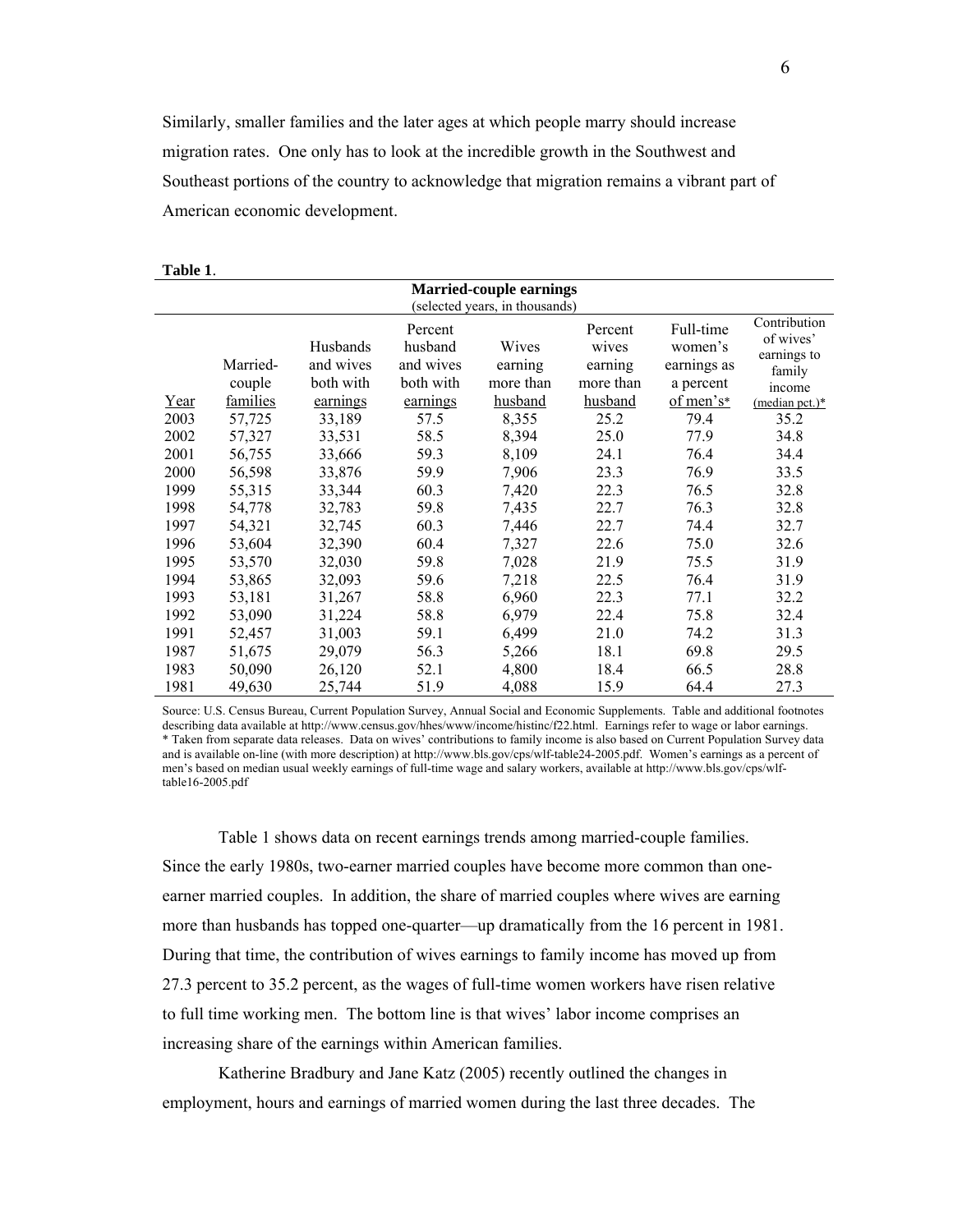Similarly, smaller families and the later ages at which people marry should increase migration rates. One only has to look at the incredible growth in the Southwest and Southeast portions of the country to acknowledge that migration remains a vibrant part of American economic development.

**Table 1**.

**Married-couple earnings**
(selected years, in thousands)

| Year | Married-couple families | Husbands and wives both with earnings | Percent husband and wives both with earnings | Wives earning more than husband | Percent wives earning more than husband | Full-time women's earnings as a percent of men's* | Contribution of wives' earnings to family income (median pct.)* |
|---|---|---|---|---|---|---|---|
| 2003 | 57,725 | 33,189 | 57.5 | 8,355 | 25.2 | 79.4 | 35.2 |
| 2002 | 57,327 | 33,531 | 58.5 | 8,394 | 25.0 | 77.9 | 34.8 |
| 2001 | 56,755 | 33,666 | 59.3 | 8,109 | 24.1 | 76.4 | 34.4 |
| 2000 | 56,598 | 33,876 | 59.9 | 7,906 | 23.3 | 76.9 | 33.5 |
| 1999 | 55,315 | 33,344 | 60.3 | 7,420 | 22.3 | 76.5 | 32.8 |
| 1998 | 54,778 | 32,783 | 59.8 | 7,435 | 22.7 | 76.3 | 32.8 |
| 1997 | 54,321 | 32,745 | 60.3 | 7,446 | 22.7 | 74.4 | 32.7 |
| 1996 | 53,604 | 32,390 | 60.4 | 7,327 | 22.6 | 75.0 | 32.6 |
| 1995 | 53,570 | 32,030 | 59.8 | 7,028 | 21.9 | 75.5 | 31.9 |
| 1994 | 53,865 | 32,093 | 59.6 | 7,218 | 22.5 | 76.4 | 31.9 |
| 1993 | 53,181 | 31,267 | 58.8 | 6,960 | 22.3 | 77.1 | 32.2 |
| 1992 | 53,090 | 31,224 | 58.8 | 6,979 | 22.4 | 75.8 | 32.4 |
| 1991 | 52,457 | 31,003 | 59.1 | 6,499 | 21.0 | 74.2 | 31.3 |
| 1987 | 51,675 | 29,079 | 56.3 | 5,266 | 18.1 | 69.8 | 29.5 |
| 1983 | 50,090 | 26,120 | 52.1 | 4,800 | 18.4 | 66.5 | 28.8 |
| 1981 | 49,630 | 25,744 | 51.9 | 4,088 | 15.9 | 64.4 | 27.3 |

Source: U.S. Census Bureau, Current Population Survey, Annual Social and Economic Supplements. Table and additional footnotes describing data available at http://www.census.gov/hhes/www/income/histinc/f22.html. Earnings refer to wage or labor earnings.
* Taken from separate data releases. Data on wives' contributions to family income is also based on Current Population Survey data and is available on-line (with more description) at http://www.bls.gov/cps/wlf-table24-2005.pdf. Women's earnings as a percent of men's based on median usual weekly earnings of full-time wage and salary workers, available at http://www.bls.gov/cps/wlf-table16-2005.pdf

Table 1 shows data on recent earnings trends among married-couple families. Since the early 1980s, two-earner married couples have become more common than one-earner married couples. In addition, the share of married couples where wives are earning more than husbands has topped one-quarter—up dramatically from the 16 percent in 1981. During that time, the contribution of wives earnings to family income has moved up from 27.3 percent to 35.2 percent, as the wages of full-time women workers have risen relative to full time working men. The bottom line is that wives' labor income comprises an increasing share of the earnings within American families.

Katherine Bradbury and Jane Katz (2005) recently outlined the changes in employment, hours and earnings of married women during the last three decades. The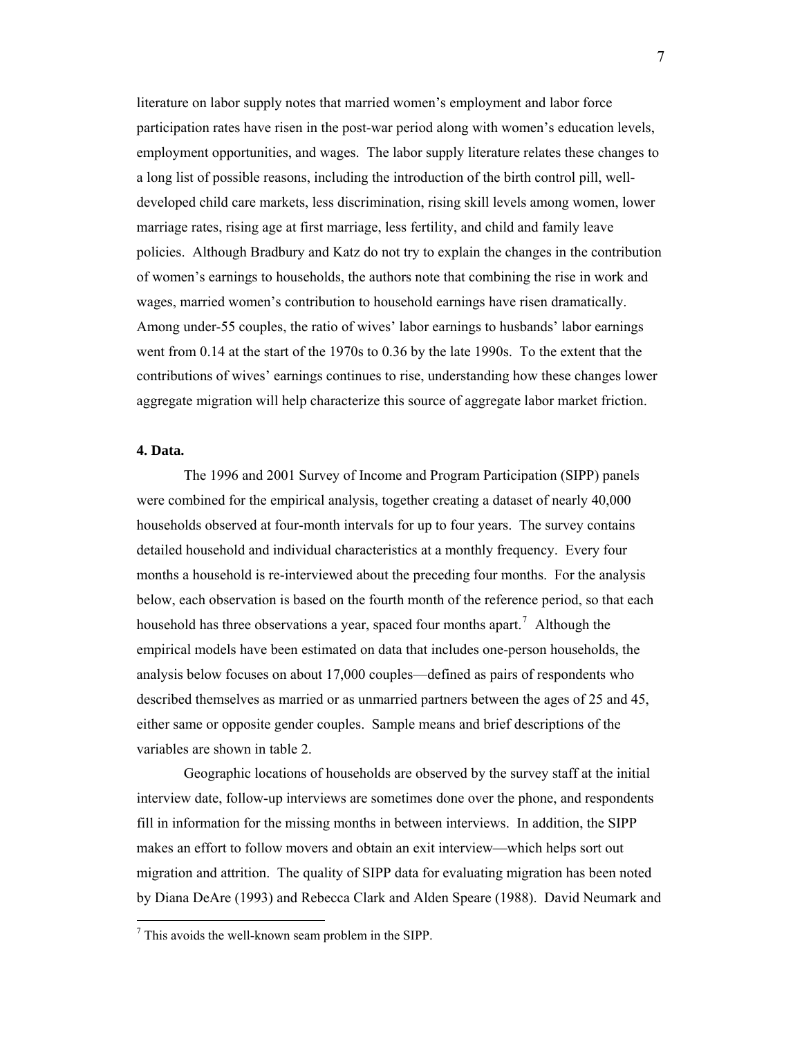literature on labor supply notes that married women's employment and labor force participation rates have risen in the post-war period along with women's education levels, employment opportunities, and wages. The labor supply literature relates these changes to a long list of possible reasons, including the introduction of the birth control pill, well-developed child care markets, less discrimination, rising skill levels among women, lower marriage rates, rising age at first marriage, less fertility, and child and family leave policies. Although Bradbury and Katz do not try to explain the changes in the contribution of women's earnings to households, the authors note that combining the rise in work and wages, married women's contribution to household earnings have risen dramatically. Among under-55 couples, the ratio of wives' labor earnings to husbands' labor earnings went from 0.14 at the start of the 1970s to 0.36 by the late 1990s. To the extent that the contributions of wives' earnings continues to rise, understanding how these changes lower aggregate migration will help characterize this source of aggregate labor market friction.

## 4. Data.

The 1996 and 2001 Survey of Income and Program Participation (SIPP) panels were combined for the empirical analysis, together creating a dataset of nearly 40,000 households observed at four-month intervals for up to four years. The survey contains detailed household and individual characteristics at a monthly frequency. Every four months a household is re-interviewed about the preceding four months. For the analysis below, each observation is based on the fourth month of the reference period, so that each household has three observations a year, spaced four months apart.[7] Although the empirical models have been estimated on data that includes one-person households, the analysis below focuses on about 17,000 couples—defined as pairs of respondents who described themselves as married or as unmarried partners between the ages of 25 and 45, either same or opposite gender couples. Sample means and brief descriptions of the variables are shown in table 2.

Geographic locations of households are observed by the survey staff at the initial interview date, follow-up interviews are sometimes done over the phone, and respondents fill in information for the missing months in between interviews. In addition, the SIPP makes an effort to follow movers and obtain an exit interview—which helps sort out migration and attrition. The quality of SIPP data for evaluating migration has been noted by Diana DeAre (1993) and Rebecca Clark and Alden Speare (1988). David Neumark and

[7] This avoids the well-known seam problem in the SIPP.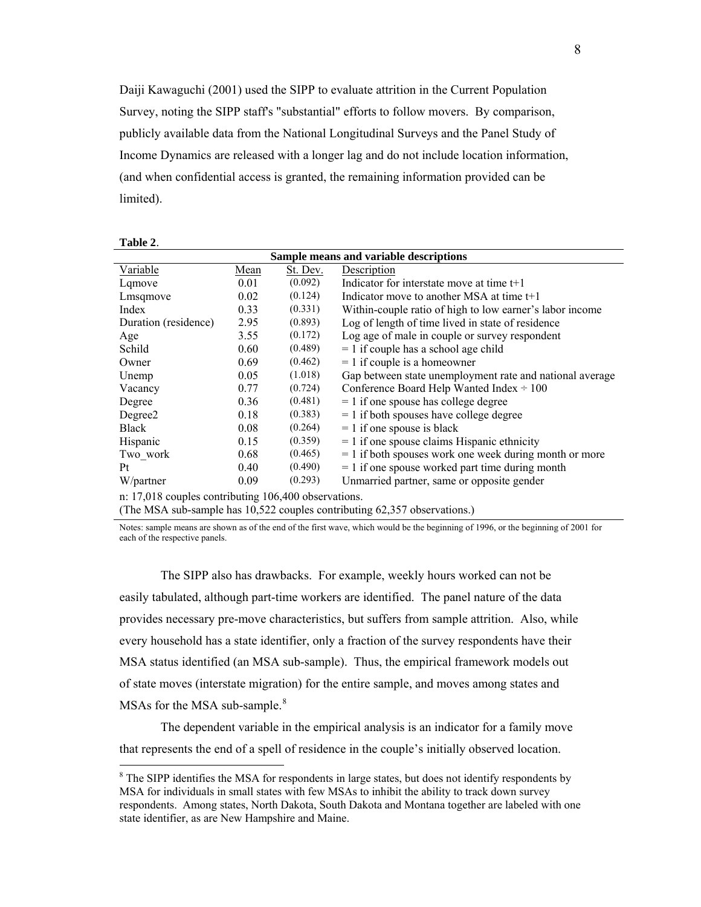Daiji Kawaguchi (2001) used the SIPP to evaluate attrition in the Current Population Survey, noting the SIPP staff's "substantial" efforts to follow movers. By comparison, publicly available data from the National Longitudinal Surveys and the Panel Study of Income Dynamics are released with a longer lag and do not include location information, (and when confidential access is granted, the remaining information provided can be limited).

**Table 2**.

| Sample means and variable descriptions | | | |
|---|---|---|---|
| Variable | Mean | St. Dev. | Description |
| Lqmove | 0.01 | (0.092) | Indicator for interstate move at time t+1 |
| Lmsqmove | 0.02 | (0.124) | Indicator move to another MSA at time t+1 |
| Index | 0.33 | (0.331) | Within-couple ratio of high to low earner's labor income |
| Duration (residence) | 2.95 | (0.893) | Log of length of time lived in state of residence |
| Age | 3.55 | (0.172) | Log age of male in couple or survey respondent |
| Schild | 0.60 | (0.489) | = 1 if couple has a school age child |
| Owner | 0.69 | (0.462) | = 1 if couple is a homeowner |
| Unemp | 0.05 | (1.018) | Gap between state unemployment rate and national average |
| Vacancy | 0.77 | (0.724) | Conference Board Help Wanted Index ÷ 100 |
| Degree | 0.36 | (0.481) | = 1 if one spouse has college degree |
| Degree2 | 0.18 | (0.383) | = 1 if both spouses have college degree |
| Black | 0.08 | (0.264) | = 1 if one spouse is black |
| Hispanic | 0.15 | (0.359) | = 1 if one spouse claims Hispanic ethnicity |
| Two_work | 0.68 | (0.465) | = 1 if both spouses work one week during month or more |
| Pt | 0.40 | (0.490) | = 1 if one spouse worked part time during month |
| W/partner | 0.09 | (0.293) | Unmarried partner, same or opposite gender |

n: 17,018 couples contributing 106,400 observations.
(The MSA sub-sample has 10,522 couples contributing 62,357 observations.)

Notes: sample means are shown as of the end of the first wave, which would be the beginning of 1996, or the beginning of 2001 for each of the respective panels.

The SIPP also has drawbacks. For example, weekly hours worked can not be easily tabulated, although part-time workers are identified. The panel nature of the data provides necessary pre-move characteristics, but suffers from sample attrition. Also, while every household has a state identifier, only a fraction of the survey respondents have their MSA status identified (an MSA sub-sample). Thus, the empirical framework models out of state moves (interstate migration) for the entire sample, and moves among states and MSAs for the MSA sub-sample.[8]

The dependent variable in the empirical analysis is an indicator for a family move that represents the end of a spell of residence in the couple's initially observed location.

[8] The SIPP identifies the MSA for respondents in large states, but does not identify respondents by MSA for individuals in small states with few MSAs to inhibit the ability to track down survey respondents. Among states, North Dakota, South Dakota and Montana together are labeled with one state identifier, as are New Hampshire and Maine.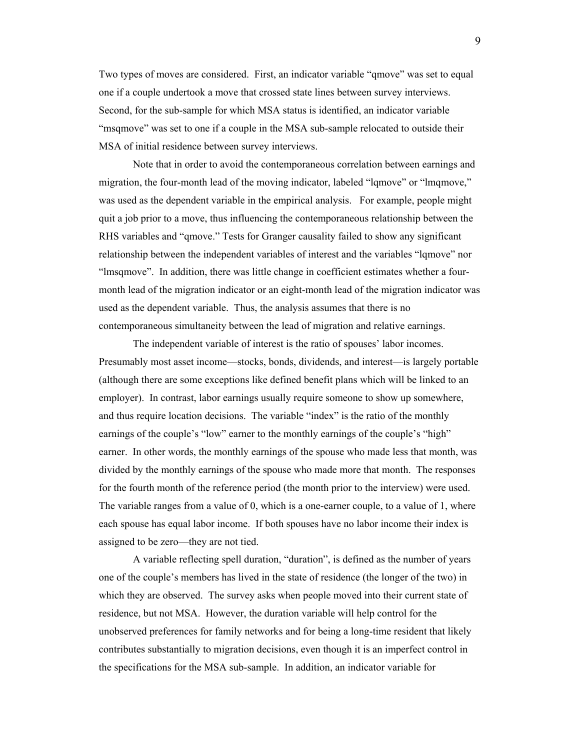Two types of moves are considered. First, an indicator variable "qmove" was set to equal one if a couple undertook a move that crossed state lines between survey interviews. Second, for the sub-sample for which MSA status is identified, an indicator variable "msqmove" was set to one if a couple in the MSA sub-sample relocated to outside their MSA of initial residence between survey interviews.

Note that in order to avoid the contemporaneous correlation between earnings and migration, the four-month lead of the moving indicator, labeled "lqmove" or "lmqmove," was used as the dependent variable in the empirical analysis. For example, people might quit a job prior to a move, thus influencing the contemporaneous relationship between the RHS variables and "qmove." Tests for Granger causality failed to show any significant relationship between the independent variables of interest and the variables "lqmove" nor "lmsqmove". In addition, there was little change in coefficient estimates whether a four-month lead of the migration indicator or an eight-month lead of the migration indicator was used as the dependent variable. Thus, the analysis assumes that there is no contemporaneous simultaneity between the lead of migration and relative earnings.

The independent variable of interest is the ratio of spouses' labor incomes. Presumably most asset income—stocks, bonds, dividends, and interest—is largely portable (although there are some exceptions like defined benefit plans which will be linked to an employer). In contrast, labor earnings usually require someone to show up somewhere, and thus require location decisions. The variable "index" is the ratio of the monthly earnings of the couple's "low" earner to the monthly earnings of the couple's "high" earner. In other words, the monthly earnings of the spouse who made less that month, was divided by the monthly earnings of the spouse who made more that month. The responses for the fourth month of the reference period (the month prior to the interview) were used. The variable ranges from a value of 0, which is a one-earner couple, to a value of 1, where each spouse has equal labor income. If both spouses have no labor income their index is assigned to be zero—they are not tied.

A variable reflecting spell duration, "duration", is defined as the number of years one of the couple's members has lived in the state of residence (the longer of the two) in which they are observed. The survey asks when people moved into their current state of residence, but not MSA. However, the duration variable will help control for the unobserved preferences for family networks and for being a long-time resident that likely contributes substantially to migration decisions, even though it is an imperfect control in the specifications for the MSA sub-sample. In addition, an indicator variable for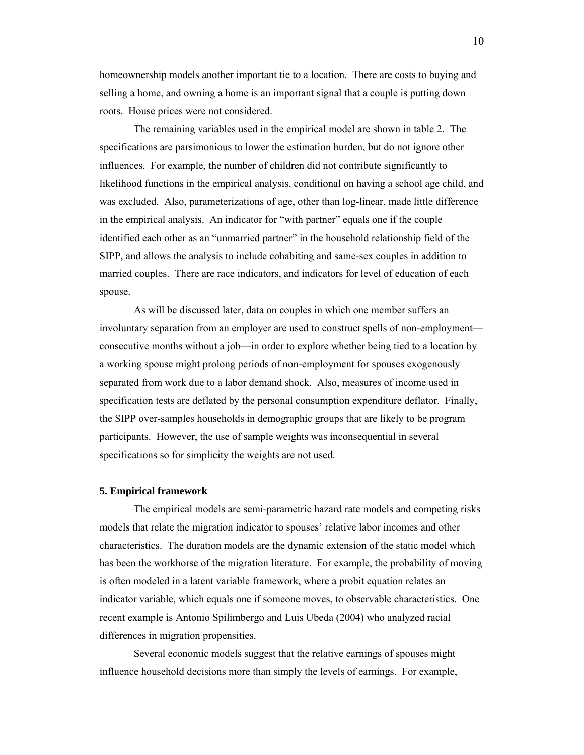homeownership models another important tie to a location. There are costs to buying and selling a home, and owning a home is an important signal that a couple is putting down roots. House prices were not considered.

The remaining variables used in the empirical model are shown in table 2. The specifications are parsimonious to lower the estimation burden, but do not ignore other influences. For example, the number of children did not contribute significantly to likelihood functions in the empirical analysis, conditional on having a school age child, and was excluded. Also, parameterizations of age, other than log-linear, made little difference in the empirical analysis. An indicator for "with partner" equals one if the couple identified each other as an "unmarried partner" in the household relationship field of the SIPP, and allows the analysis to include cohabiting and same-sex couples in addition to married couples. There are race indicators, and indicators for level of education of each spouse.

As will be discussed later, data on couples in which one member suffers an involuntary separation from an employer are used to construct spells of non-employment—consecutive months without a job—in order to explore whether being tied to a location by a working spouse might prolong periods of non-employment for spouses exogenously separated from work due to a labor demand shock. Also, measures of income used in specification tests are deflated by the personal consumption expenditure deflator. Finally, the SIPP over-samples households in demographic groups that are likely to be program participants. However, the use of sample weights was inconsequential in several specifications so for simplicity the weights are not used.

## 5. Empirical framework

The empirical models are semi-parametric hazard rate models and competing risks models that relate the migration indicator to spouses' relative labor incomes and other characteristics. The duration models are the dynamic extension of the static model which has been the workhorse of the migration literature. For example, the probability of moving is often modeled in a latent variable framework, where a probit equation relates an indicator variable, which equals one if someone moves, to observable characteristics. One recent example is Antonio Spilimbergo and Luis Ubeda (2004) who analyzed racial differences in migration propensities.

Several economic models suggest that the relative earnings of spouses might influence household decisions more than simply the levels of earnings. For example,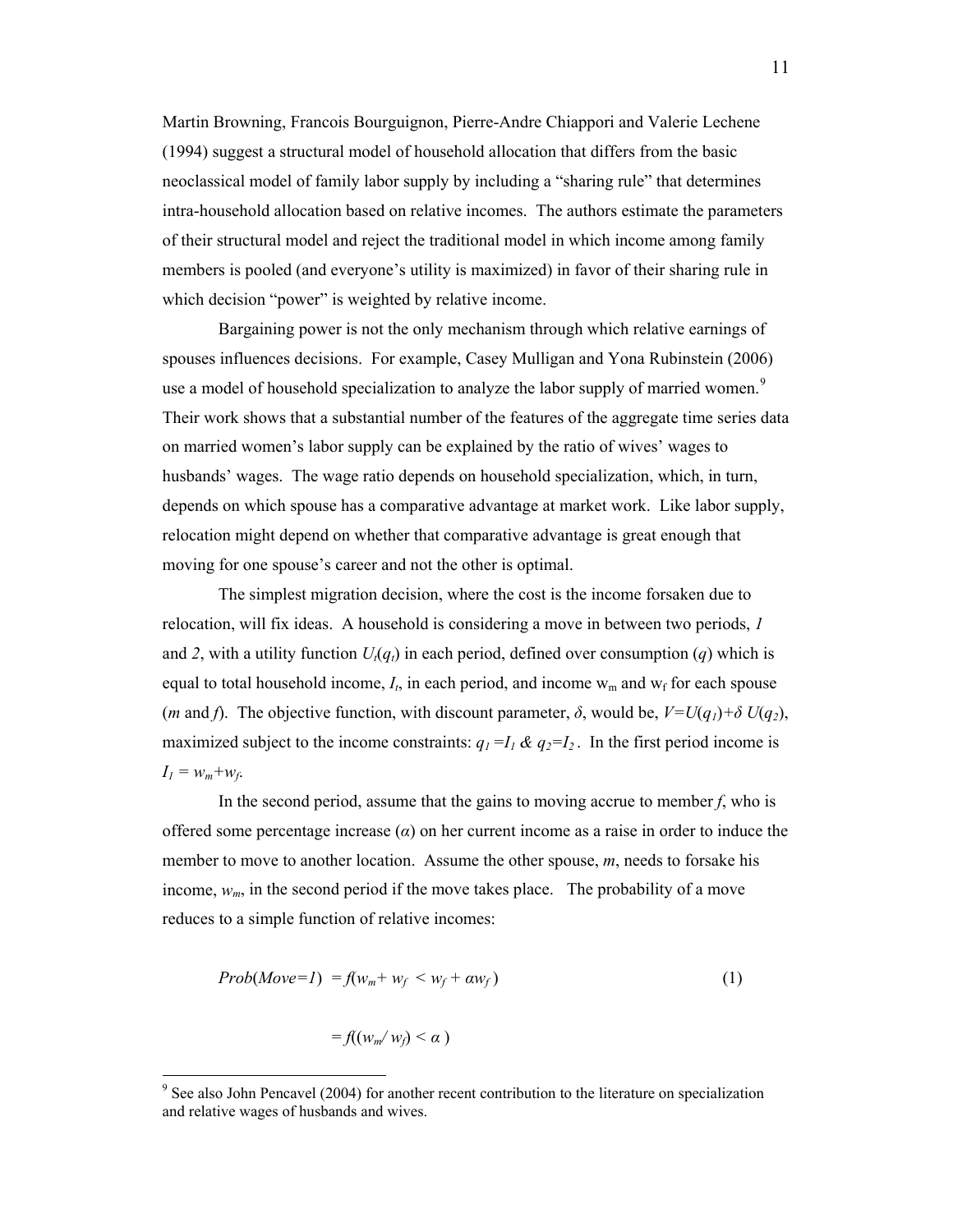Martin Browning, Francois Bourguignon, Pierre-Andre Chiappori and Valerie Lechene (1994) suggest a structural model of household allocation that differs from the basic neoclassical model of family labor supply by including a "sharing rule" that determines intra-household allocation based on relative incomes. The authors estimate the parameters of their structural model and reject the traditional model in which income among family members is pooled (and everyone's utility is maximized) in favor of their sharing rule in which decision "power" is weighted by relative income.

Bargaining power is not the only mechanism through which relative earnings of spouses influences decisions. For example, Casey Mulligan and Yona Rubinstein (2006) use a model of household specialization to analyze the labor supply of married women.[9] Their work shows that a substantial number of the features of the aggregate time series data on married women's labor supply can be explained by the ratio of wives' wages to husbands' wages. The wage ratio depends on household specialization, which, in turn, depends on which spouse has a comparative advantage at market work. Like labor supply, relocation might depend on whether that comparative advantage is great enough that moving for one spouse's career and not the other is optimal.

The simplest migration decision, where the cost is the income forsaken due to relocation, will fix ideas. A household is considering a move in between two periods, *1* and *2*, with a utility function $U_t(q_t)$ in each period, defined over consumption ($q$) which is equal to total household income, $I_t$, in each period, and income $w_m$ and $w_f$ for each spouse ($m$ and $f$). The objective function, with discount parameter, $\delta$, would be, $V=U(q_1)+\delta\, U(q_2)$, maximized subject to the income constraints: $q_1 = I_1$ & $q_2 = I_2$. In the first period income is $I_1 = w_m + w_f$.

In the second period, assume that the gains to moving accrue to member $f$, who is offered some percentage increase ($\alpha$) on her current income as a raise in order to induce the member to move to another location. Assume the other spouse, $m$, needs to forsake his income, $w_m$, in the second period if the move takes place. The probability of a move reduces to a simple function of relative incomes:

$$Prob(Move=1) = f(w_m + w_f < w_f + \alpha w_f) \tag{1}$$

$$= f((w_m / w_f) < \alpha)$$

[9] See also John Pencavel (2004) for another recent contribution to the literature on specialization and relative wages of husbands and wives.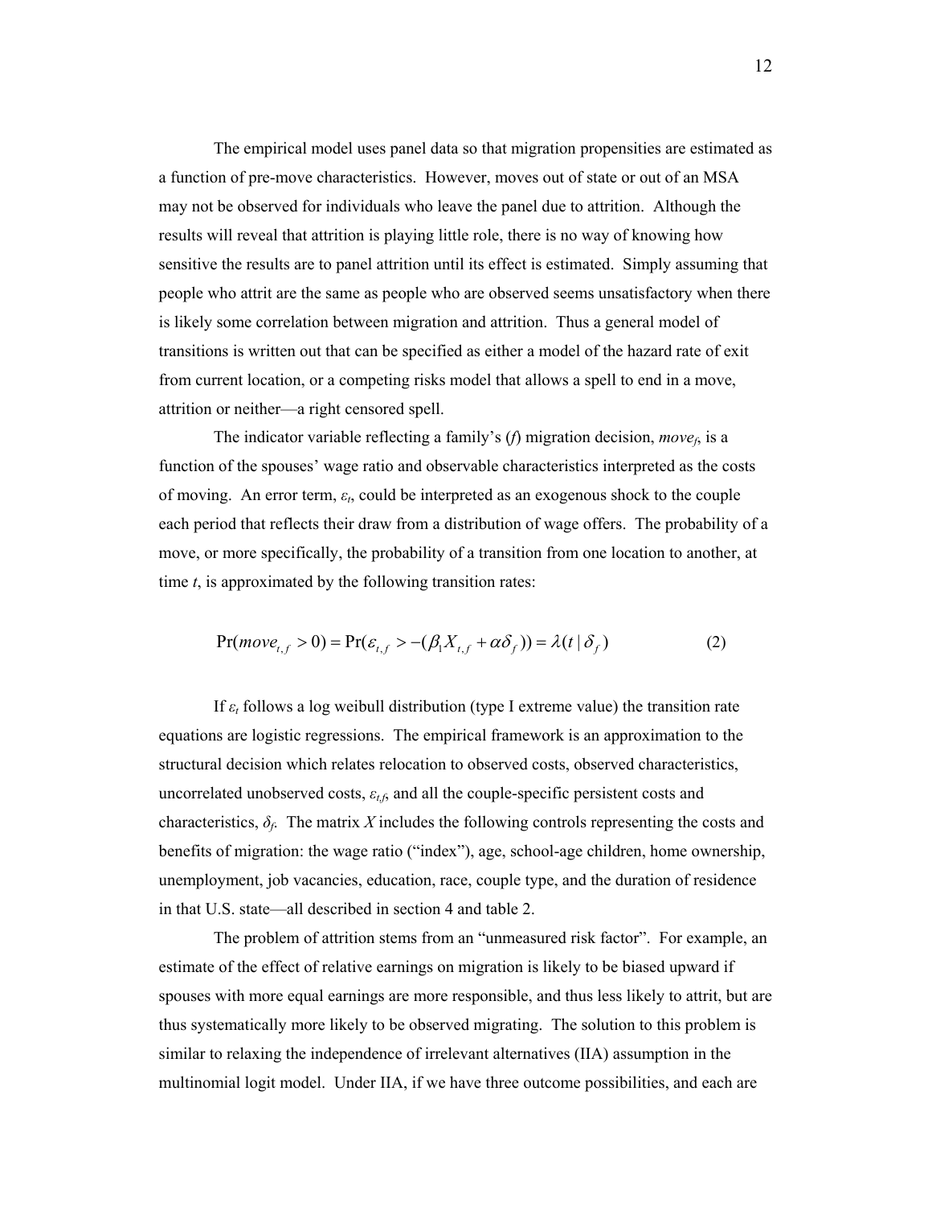The empirical model uses panel data so that migration propensities are estimated as a function of pre-move characteristics. However, moves out of state or out of an MSA may not be observed for individuals who leave the panel due to attrition. Although the results will reveal that attrition is playing little role, there is no way of knowing how sensitive the results are to panel attrition until its effect is estimated. Simply assuming that people who attrit are the same as people who are observed seems unsatisfactory when there is likely some correlation between migration and attrition. Thus a general model of transitions is written out that can be specified as either a model of the hazard rate of exit from current location, or a competing risks model that allows a spell to end in a move, attrition or neither—a right censored spell.

The indicator variable reflecting a family's ($f$) migration decision, $move_f$, is a function of the spouses' wage ratio and observable characteristics interpreted as the costs of moving. An error term, $\varepsilon_t$, could be interpreted as an exogenous shock to the couple each period that reflects their draw from a distribution of wage offers. The probability of a move, or more specifically, the probability of a transition from one location to another, at time $t$, is approximated by the following transition rates:

$$\Pr(move_{t,f} > 0) = \Pr(\varepsilon_{t,f} > -(\beta_1 X_{t,f} + \alpha\delta_f)) = \lambda(t \mid \delta_f) \tag{2}$$

If $\varepsilon_t$ follows a log weibull distribution (type I extreme value) the transition rate equations are logistic regressions. The empirical framework is an approximation to the structural decision which relates relocation to observed costs, observed characteristics, uncorrelated unobserved costs, $\varepsilon_{t,f}$, and all the couple-specific persistent costs and characteristics, $\delta_f$. The matrix $X$ includes the following controls representing the costs and benefits of migration: the wage ratio ("index"), age, school-age children, home ownership, unemployment, job vacancies, education, race, couple type, and the duration of residence in that U.S. state—all described in section 4 and table 2.

The problem of attrition stems from an "unmeasured risk factor". For example, an estimate of the effect of relative earnings on migration is likely to be biased upward if spouses with more equal earnings are more responsible, and thus less likely to attrit, but are thus systematically more likely to be observed migrating. The solution to this problem is similar to relaxing the independence of irrelevant alternatives (IIA) assumption in the multinomial logit model. Under IIA, if we have three outcome possibilities, and each are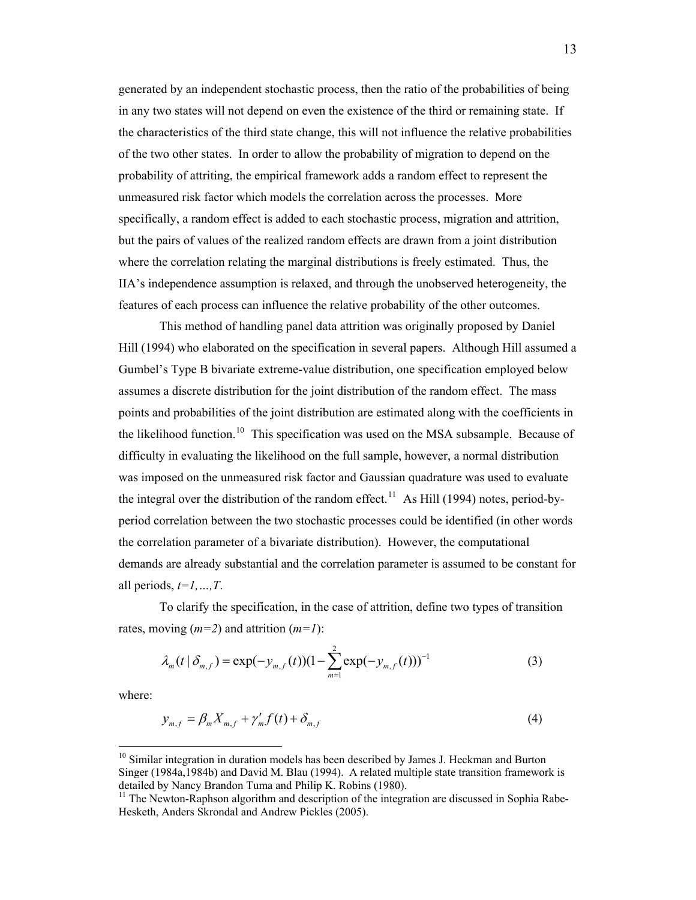generated by an independent stochastic process, then the ratio of the probabilities of being in any two states will not depend on even the existence of the third or remaining state. If the characteristics of the third state change, this will not influence the relative probabilities of the two other states. In order to allow the probability of migration to depend on the probability of attriting, the empirical framework adds a random effect to represent the unmeasured risk factor which models the correlation across the processes. More specifically, a random effect is added to each stochastic process, migration and attrition, but the pairs of values of the realized random effects are drawn from a joint distribution where the correlation relating the marginal distributions is freely estimated. Thus, the IIA's independence assumption is relaxed, and through the unobserved heterogeneity, the features of each process can influence the relative probability of the other outcomes.

This method of handling panel data attrition was originally proposed by Daniel Hill (1994) who elaborated on the specification in several papers. Although Hill assumed a Gumbel's Type B bivariate extreme-value distribution, one specification employed below assumes a discrete distribution for the joint distribution of the random effect. The mass points and probabilities of the joint distribution are estimated along with the coefficients in the likelihood function.[10] This specification was used on the MSA subsample. Because of difficulty in evaluating the likelihood on the full sample, however, a normal distribution was imposed on the unmeasured risk factor and Gaussian quadrature was used to evaluate the integral over the distribution of the random effect.[11] As Hill (1994) notes, period-by-period correlation between the two stochastic processes could be identified (in other words the correlation parameter of a bivariate distribution). However, the computational demands are already substantial and the correlation parameter is assumed to be constant for all periods, $t=1,\dots,T$.

To clarify the specification, in the case of attrition, define two types of transition rates, moving ($m=2$) and attrition ($m=1$):

$$\lambda_m(t \mid \delta_{m,f}) = \exp(-y_{m,f}(t))(1-\sum_{m=1}^{2}\exp(-y_{m,f}(t)))^{-1} \tag{3}$$

where:

$$y_{m,f} = \beta_m X_{m,f} + \gamma'_m f(t) + \delta_{m,f} \tag{4}$$

[10] Similar integration in duration models has been described by James J. Heckman and Burton Singer (1984a,1984b) and David M. Blau (1994). A related multiple state transition framework is detailed by Nancy Brandon Tuma and Philip K. Robins (1980).

[11] The Newton-Raphson algorithm and description of the integration are discussed in Sophia Rabe-Hesketh, Anders Skrondal and Andrew Pickles (2005).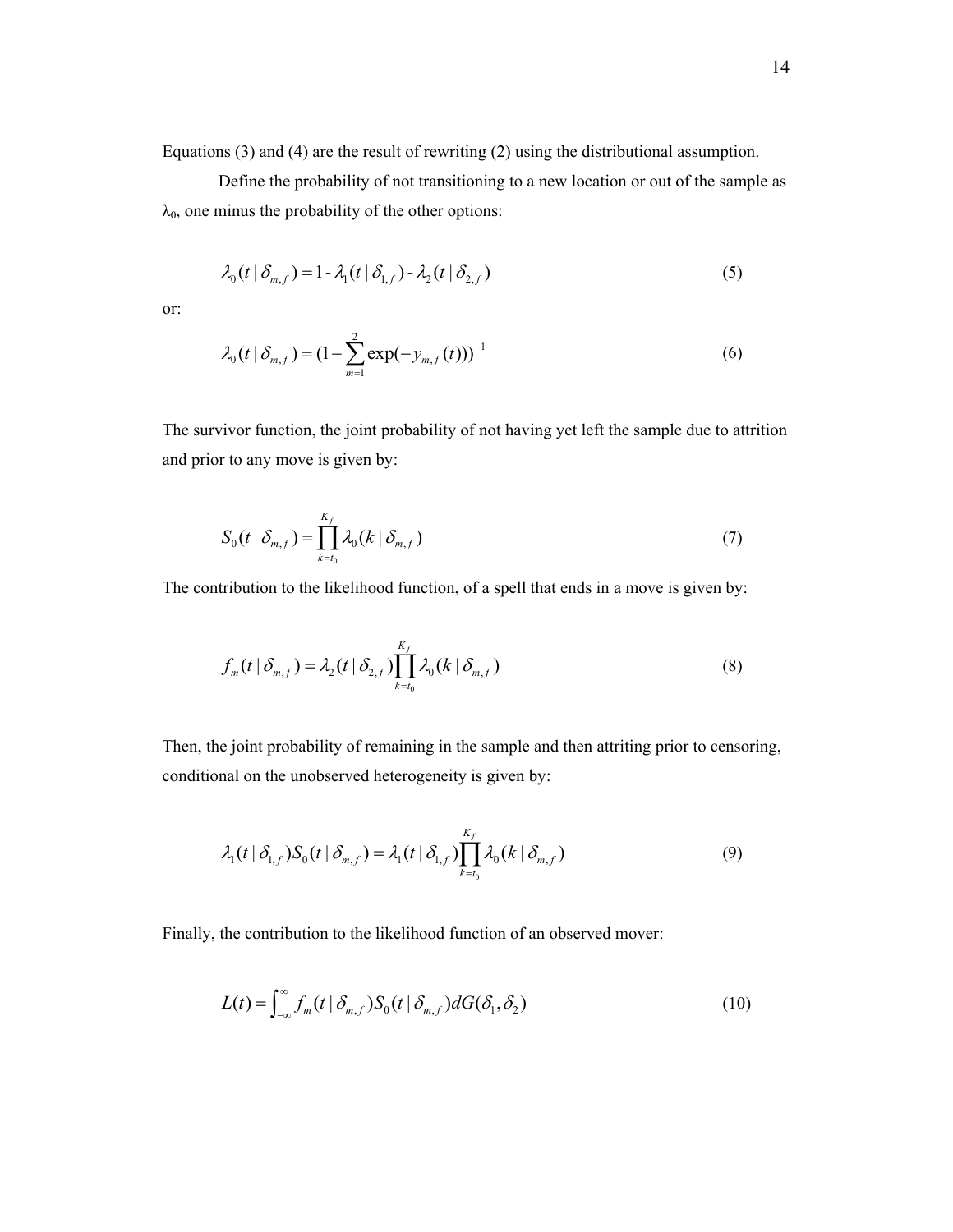Equations (3) and (4) are the result of rewriting (2) using the distributional assumption.

Define the probability of not transitioning to a new location or out of the sample as $\lambda_0$, one minus the probability of the other options:

$$\lambda_0(t \mid \delta_{m,f}) = 1 - \lambda_1(t \mid \delta_{1,f}) - \lambda_2(t \mid \delta_{2,f}) \tag{5}$$

or:

$$\lambda_0(t \mid \delta_{m,f}) = (1 - \sum_{m=1}^{2} \exp(-y_{m,f}(t)))^{-1} \tag{6}$$

The survivor function, the joint probability of not having yet left the sample due to attrition and prior to any move is given by:

$$S_0(t \mid \delta_{m,f}) = \prod_{k=t_0}^{K_f} \lambda_0(k \mid \delta_{m,f}) \tag{7}$$

The contribution to the likelihood function, of a spell that ends in a move is given by:

$$f_m(t \mid \delta_{m,f}) = \lambda_2(t \mid \delta_{2,f}) \prod_{k=t_0}^{K_f} \lambda_0(k \mid \delta_{m,f}) \tag{8}$$

Then, the joint probability of remaining in the sample and then attriting prior to censoring, conditional on the unobserved heterogeneity is given by:

$$\lambda_1(t \mid \delta_{1,f}) S_0(t \mid \delta_{m,f}) = \lambda_1(t \mid \delta_{1,f}) \prod_{k=t_0}^{K_f} \lambda_0(k \mid \delta_{m,f}) \tag{9}$$

Finally, the contribution to the likelihood function of an observed mover:

$$L(t) = \int_{-\infty}^{\infty} f_m(t \mid \delta_{m,f}) S_0(t \mid \delta_{m,f}) dG(\delta_1, \delta_2) \tag{10}$$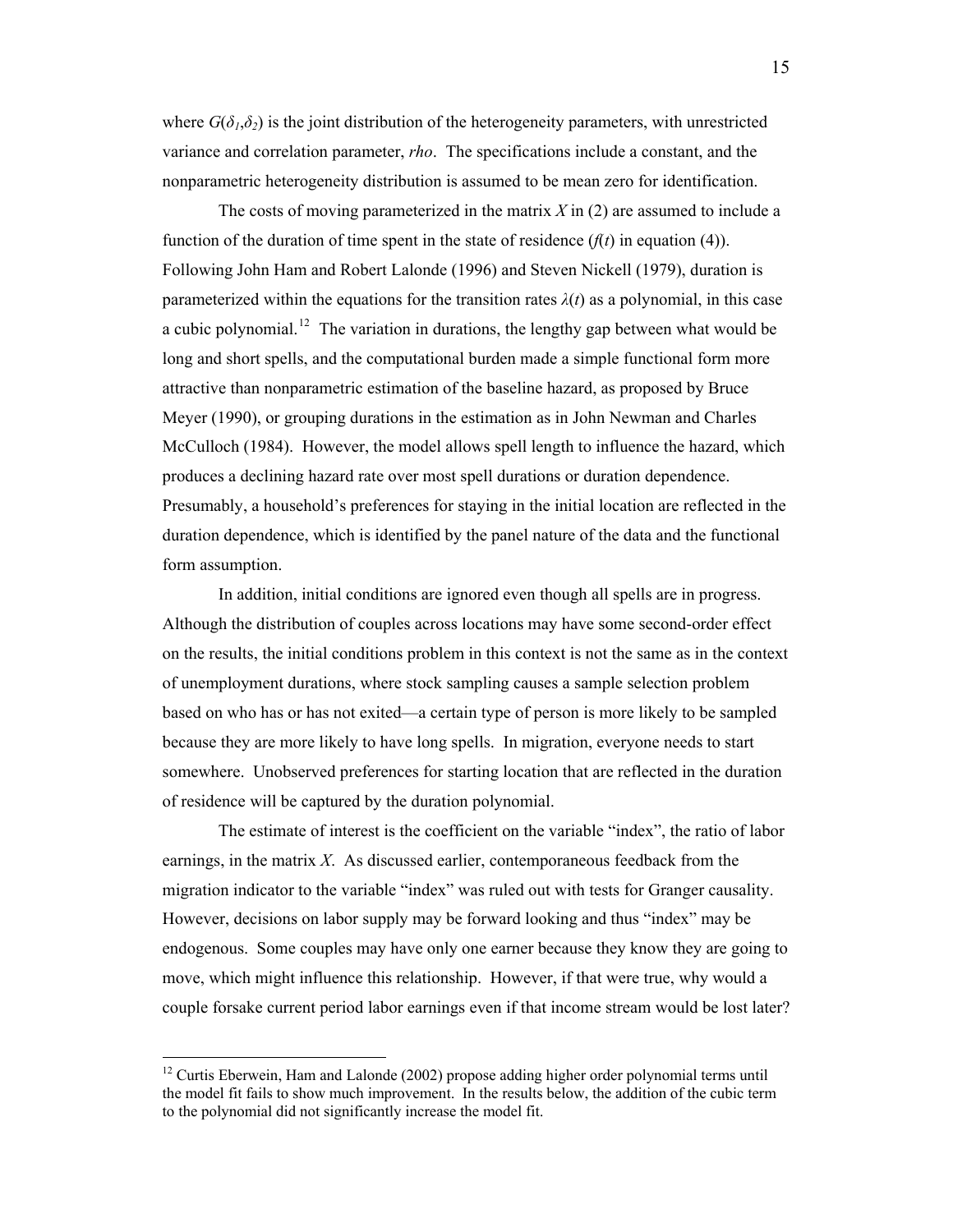where $G(\delta_1,\delta_2)$ is the joint distribution of the heterogeneity parameters, with unrestricted variance and correlation parameter, *rho*. The specifications include a constant, and the nonparametric heterogeneity distribution is assumed to be mean zero for identification.

The costs of moving parameterized in the matrix $X$ in (2) are assumed to include a function of the duration of time spent in the state of residence ($f(t)$ in equation (4)). Following John Ham and Robert Lalonde (1996) and Steven Nickell (1979), duration is parameterized within the equations for the transition rates $\lambda(t)$ as a polynomial, in this case a cubic polynomial.[12] The variation in durations, the lengthy gap between what would be long and short spells, and the computational burden made a simple functional form more attractive than nonparametric estimation of the baseline hazard, as proposed by Bruce Meyer (1990), or grouping durations in the estimation as in John Newman and Charles McCulloch (1984). However, the model allows spell length to influence the hazard, which produces a declining hazard rate over most spell durations or duration dependence. Presumably, a household's preferences for staying in the initial location are reflected in the duration dependence, which is identified by the panel nature of the data and the functional form assumption.

In addition, initial conditions are ignored even though all spells are in progress. Although the distribution of couples across locations may have some second-order effect on the results, the initial conditions problem in this context is not the same as in the context of unemployment durations, where stock sampling causes a sample selection problem based on who has or has not exited—a certain type of person is more likely to be sampled because they are more likely to have long spells. In migration, everyone needs to start somewhere. Unobserved preferences for starting location that are reflected in the duration of residence will be captured by the duration polynomial.

The estimate of interest is the coefficient on the variable "index", the ratio of labor earnings, in the matrix $X$. As discussed earlier, contemporaneous feedback from the migration indicator to the variable "index" was ruled out with tests for Granger causality. However, decisions on labor supply may be forward looking and thus "index" may be endogenous. Some couples may have only one earner because they know they are going to move, which might influence this relationship. However, if that were true, why would a couple forsake current period labor earnings even if that income stream would be lost later?

---

[12] Curtis Eberwein, Ham and Lalonde (2002) propose adding higher order polynomial terms until the model fit fails to show much improvement. In the results below, the addition of the cubic term to the polynomial did not significantly increase the model fit.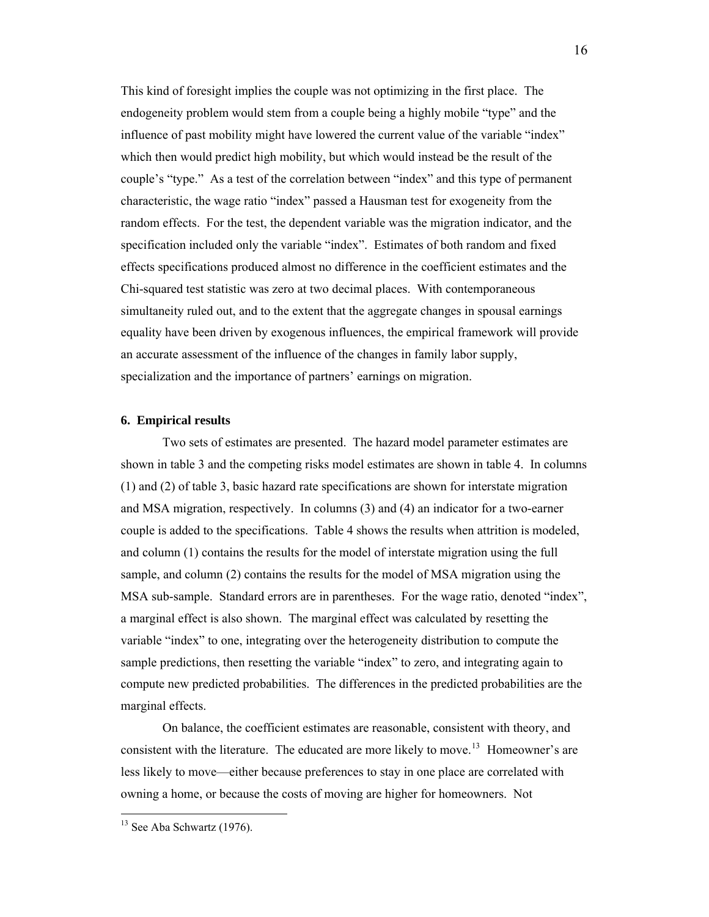This kind of foresight implies the couple was not optimizing in the first place. The endogeneity problem would stem from a couple being a highly mobile "type" and the influence of past mobility might have lowered the current value of the variable "index" which then would predict high mobility, but which would instead be the result of the couple's "type." As a test of the correlation between "index" and this type of permanent characteristic, the wage ratio "index" passed a Hausman test for exogeneity from the random effects. For the test, the dependent variable was the migration indicator, and the specification included only the variable "index". Estimates of both random and fixed effects specifications produced almost no difference in the coefficient estimates and the Chi-squared test statistic was zero at two decimal places. With contemporaneous simultaneity ruled out, and to the extent that the aggregate changes in spousal earnings equality have been driven by exogenous influences, the empirical framework will provide an accurate assessment of the influence of the changes in family labor supply, specialization and the importance of partners' earnings on migration.

**6. Empirical results**

Two sets of estimates are presented. The hazard model parameter estimates are shown in table 3 and the competing risks model estimates are shown in table 4. In columns (1) and (2) of table 3, basic hazard rate specifications are shown for interstate migration and MSA migration, respectively. In columns (3) and (4) an indicator for a two-earner couple is added to the specifications. Table 4 shows the results when attrition is modeled, and column (1) contains the results for the model of interstate migration using the full sample, and column (2) contains the results for the model of MSA migration using the MSA sub-sample. Standard errors are in parentheses. For the wage ratio, denoted "index", a marginal effect is also shown. The marginal effect was calculated by resetting the variable "index" to one, integrating over the heterogeneity distribution to compute the sample predictions, then resetting the variable "index" to zero, and integrating again to compute new predicted probabilities. The differences in the predicted probabilities are the marginal effects.

On balance, the coefficient estimates are reasonable, consistent with theory, and consistent with the literature. The educated are more likely to move.[13] Homeowner's are less likely to move—either because preferences to stay in one place are correlated with owning a home, or because the costs of moving are higher for homeowners. Not

[13] See Aba Schwartz (1976).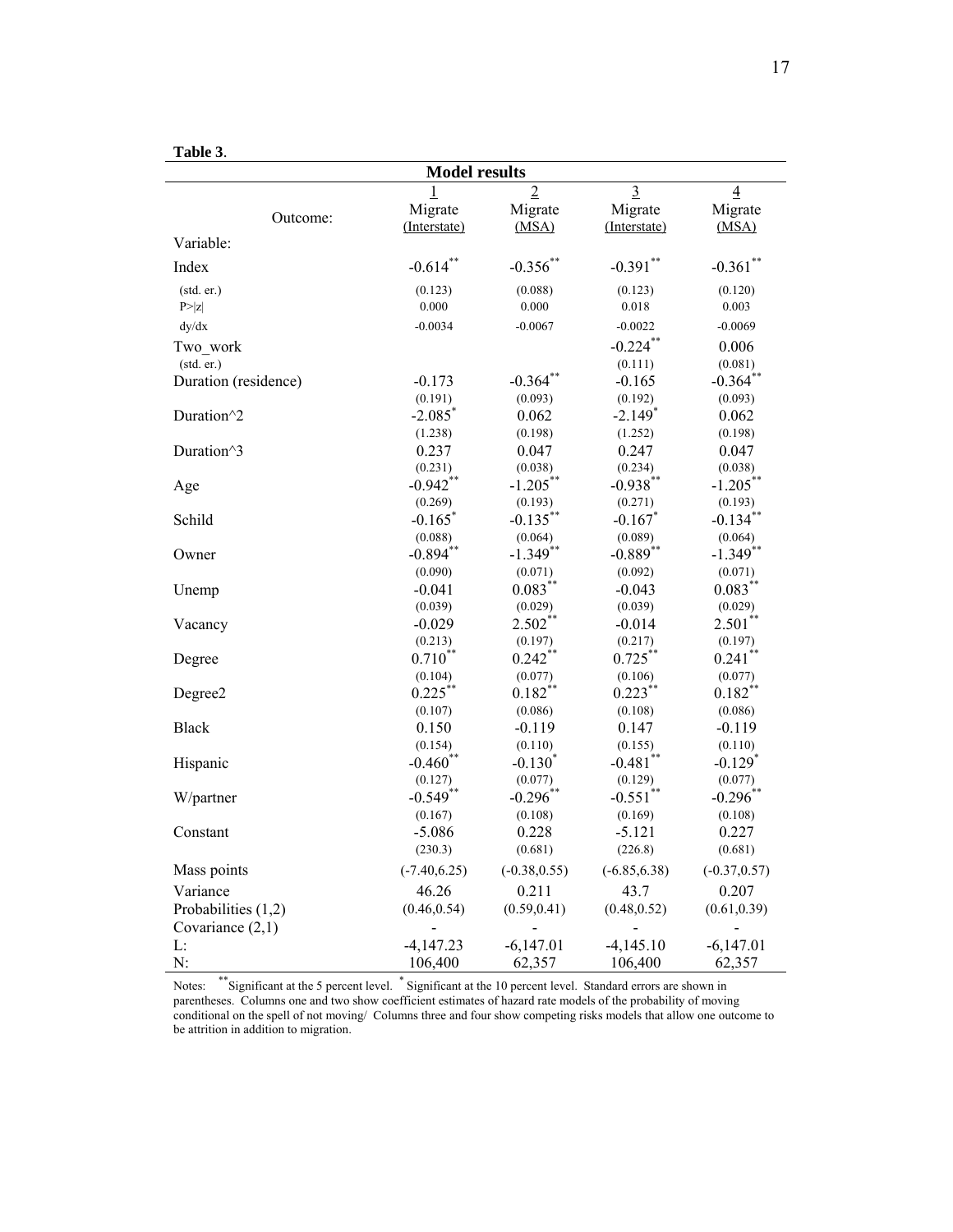**Table 3**.

| Model results | | | | |
|---|---|---|---|---|
| | 1 | 2 | 3 | 4 |
| Outcome: | Migrate (Interstate) | Migrate (MSA) | Migrate (Interstate) | Migrate (MSA) |
| Variable: | | | | |
| Index | -0.614** | -0.356** | -0.391** | -0.361** |
| (std. er.) | (0.123) | (0.088) | (0.123) | (0.120) |
| P>\|z\| | 0.000 | 0.000 | 0.018 | 0.003 |
| dy/dx | -0.0034 | -0.0067 | -0.0022 | -0.0069 |
| Two_work | | | -0.224** | 0.006 |
| (std. er.) | | | (0.111) | (0.081) |
| Duration (residence) | -0.173 | -0.364** | -0.165 | -0.364** |
| | (0.191) | (0.093) | (0.192) | (0.093) |
| Duration^2 | -2.085* | 0.062 | -2.149* | 0.062 |
| | (1.238) | (0.198) | (1.252) | (0.198) |
| Duration^3 | 0.237 | 0.047 | 0.247 | 0.047 |
| | (0.231) | (0.038) | (0.234) | (0.038) |
| Age | -0.942** | -1.205** | -0.938** | -1.205** |
| | (0.269) | (0.193) | (0.271) | (0.193) |
| Schild | -0.165* | -0.135** | -0.167* | -0.134** |
| | (0.088) | (0.064) | (0.089) | (0.064) |
| Owner | -0.894** | -1.349** | -0.889** | -1.349** |
| | (0.090) | (0.071) | (0.092) | (0.071) |
| Unemp | -0.041 | 0.083** | -0.043 | 0.083** |
| | (0.039) | (0.029) | (0.039) | (0.029) |
| Vacancy | -0.029 | 2.502** | -0.014 | 2.501** |
| | (0.213) | (0.197) | (0.217) | (0.197) |
| Degree | 0.710** | 0.242** | 0.725** | 0.241** |
| | (0.104) | (0.077) | (0.106) | (0.077) |
| Degree2 | 0.225** | 0.182** | 0.223** | 0.182** |
| | (0.107) | (0.086) | (0.108) | (0.086) |
| Black | 0.150 | -0.119 | 0.147 | -0.119 |
| | (0.154) | (0.110) | (0.155) | (0.110) |
| Hispanic | -0.460** | -0.130* | -0.481** | -0.129* |
| | (0.127) | (0.077) | (0.129) | (0.077) |
| W/partner | -0.549** | -0.296** | -0.551** | -0.296** |
| | (0.167) | (0.108) | (0.169) | (0.108) |
| Constant | -5.086 | 0.228 | -5.121 | 0.227 |
| | (230.3) | (0.681) | (226.8) | (0.681) |
| Mass points | (-7.40,6.25) | (-0.38,0.55) | (-6.85,6.38) | (-0.37,0.57) |
| Variance | 46.26 | 0.211 | 43.7 | 0.207 |
| Probabilities (1,2) | (0.46,0.54) | (0.59,0.41) | (0.48,0.52) | (0.61,0.39) |
| Covariance (2,1) | - | - | - | - |
| L: | -4,147.23 | -6,147.01 | -4,145.10 | -6,147.01 |
| N: | 106,400 | 62,357 | 106,400 | 62,357 |

Notes: **Significant at the 5 percent level. *Significant at the 10 percent level. Standard errors are shown in parentheses. Columns one and two show coefficient estimates of hazard rate models of the probability of moving conditional on the spell of not moving/ Columns three and four show competing risks models that allow one outcome to be attrition in addition to migration.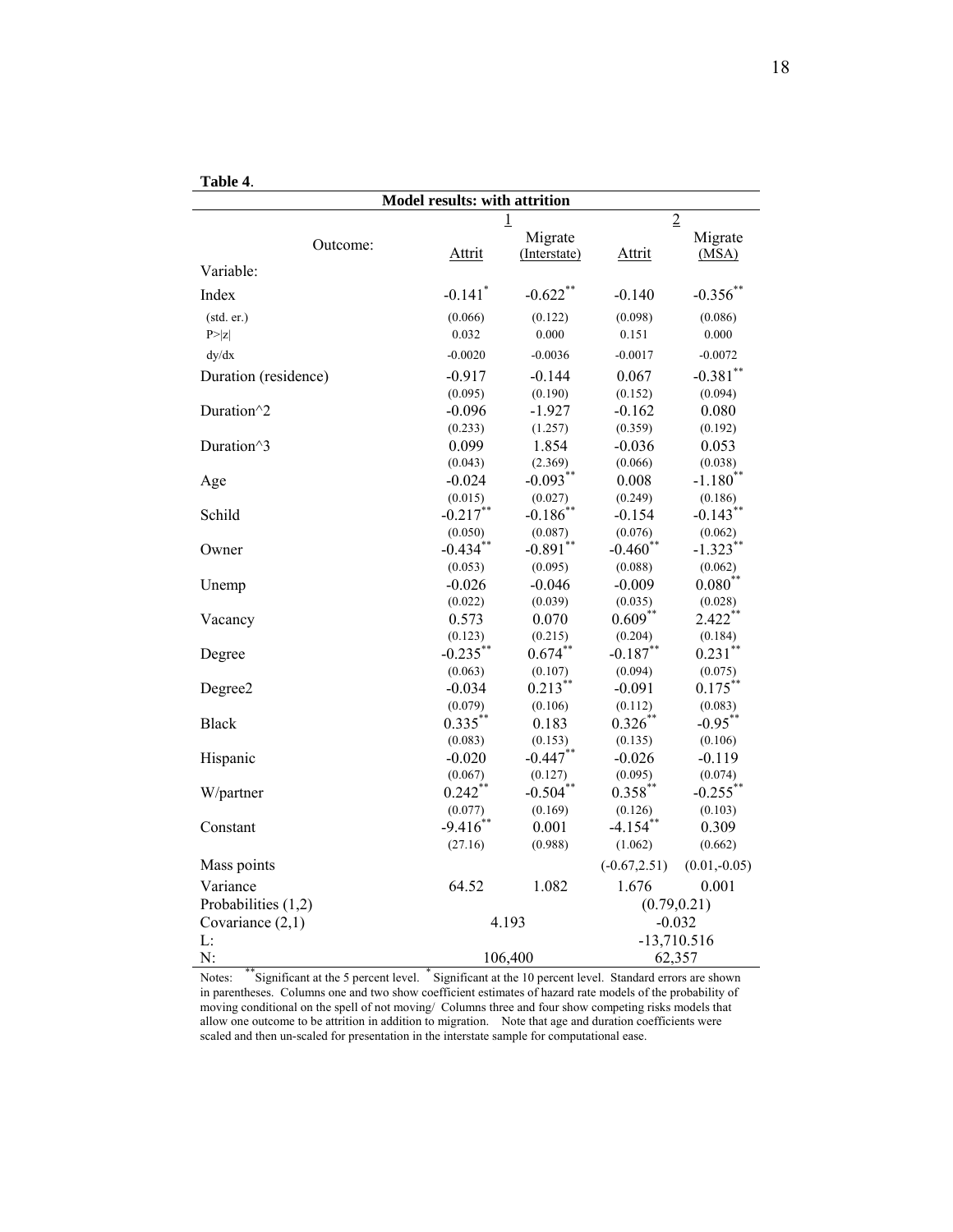**Table 4**.

| Model results: with attrition | | | | |
|---|---|---|---|---|
| | 1 | | 2 | |
| Outcome: | Attrit | Migrate (Interstate) | Attrit | Migrate (MSA) |
| Variable: | | | | |
| Index | -0.141* | -0.622** | -0.140 | -0.356** |
| (std. er.) | (0.066) | (0.122) | (0.098) | (0.086) |
| P>\|z\| | 0.032 | 0.000 | 0.151 | 0.000 |
| dy/dx | -0.0020 | -0.0036 | -0.0017 | -0.0072 |
| Duration (residence) | -0.917 | -0.144 | 0.067 | -0.381** |
| | (0.095) | (0.190) | (0.152) | (0.094) |
| Duration^2 | -0.096 | -1.927 | -0.162 | 0.080 |
| | (0.233) | (1.257) | (0.359) | (0.192) |
| Duration^3 | 0.099 | 1.854 | -0.036 | 0.053 |
| | (0.043) | (2.369) | (0.066) | (0.038) |
| Age | -0.024 | -0.093** | 0.008 | -1.180** |
| | (0.015) | (0.027) | (0.249) | (0.186) |
| Schild | -0.217** | -0.186** | -0.154 | -0.143** |
| | (0.050) | (0.087) | (0.076) | (0.062) |
| Owner | -0.434** | -0.891** | -0.460** | -1.323** |
| | (0.053) | (0.095) | (0.088) | (0.062) |
| Unemp | -0.026 | -0.046 | -0.009 | 0.080** |
| | (0.022) | (0.039) | (0.035) | (0.028) |
| Vacancy | 0.573 | 0.070 | 0.609** | 2.422** |
| | (0.123) | (0.215) | (0.204) | (0.184) |
| Degree | -0.235** | 0.674** | -0.187** | 0.231** |
| | (0.063) | (0.107) | (0.094) | (0.075) |
| Degree2 | -0.034 | 0.213** | -0.091 | 0.175** |
| | (0.079) | (0.106) | (0.112) | (0.083) |
| Black | 0.335** | 0.183 | 0.326** | -0.95** |
| | (0.083) | (0.153) | (0.135) | (0.106) |
| Hispanic | -0.020 | -0.447** | -0.026 | -0.119 |
| | (0.067) | (0.127) | (0.095) | (0.074) |
| W/partner | 0.242** | -0.504** | 0.358** | -0.255** |
| | (0.077) | (0.169) | (0.126) | (0.103) |
| Constant | -9.416** | 0.001 | -4.154** | 0.309 |
| | (27.16) | (0.988) | (1.062) | (0.662) |
| Mass points | | | (-0.67,2.51) | (0.01,-0.05) |
| Variance | 64.52 | 1.082 | 1.676 | 0.001 |
| Probabilities (1,2) | | | (0.79,0.21) | |
| Covariance (2,1) | 4.193 | | -0.032 | |
| L: | | | -13,710.516 | |
| N: | 106,400 | | 62,357 | |

Notes: ** Significant at the 5 percent level. * Significant at the 10 percent level. Standard errors are shown in parentheses. Columns one and two show coefficient estimates of hazard rate models of the probability of moving conditional on the spell of not moving/ Columns three and four show competing risks models that allow one outcome to be attrition in addition to migration. Note that age and duration coefficients were scaled and then un-scaled for presentation in the interstate sample for computational ease.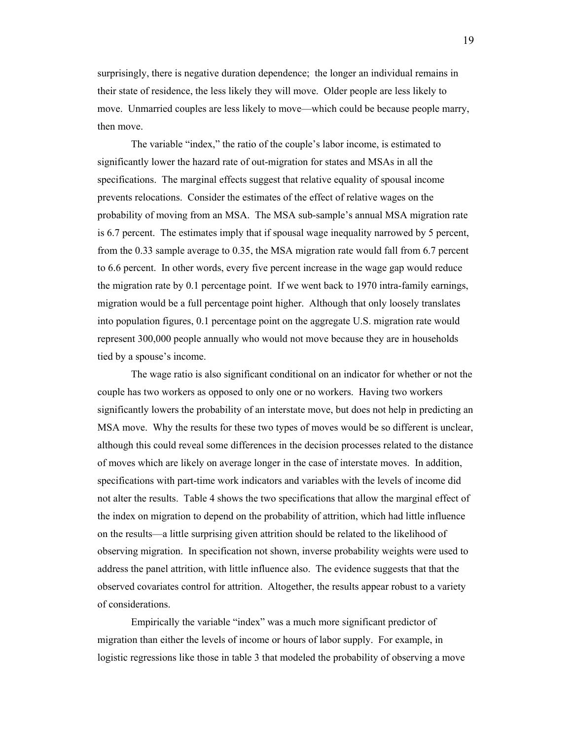surprisingly, there is negative duration dependence;  the longer an individual remains in their state of residence, the less likely they will move.  Older people are less likely to move.  Unmarried couples are less likely to move—which could be because people marry, then move.

The variable "index," the ratio of the couple's labor income, is estimated to significantly lower the hazard rate of out-migration for states and MSAs in all the specifications.  The marginal effects suggest that relative equality of spousal income prevents relocations.  Consider the estimates of the effect of relative wages on the probability of moving from an MSA.  The MSA sub-sample's annual MSA migration rate is 6.7 percent.  The estimates imply that if spousal wage inequality narrowed by 5 percent, from the 0.33 sample average to 0.35, the MSA migration rate would fall from 6.7 percent to 6.6 percent.  In other words, every five percent increase in the wage gap would reduce the migration rate by 0.1 percentage point.  If we went back to 1970 intra-family earnings, migration would be a full percentage point higher.  Although that only loosely translates into population figures, 0.1 percentage point on the aggregate U.S. migration rate would represent 300,000 people annually who would not move because they are in households tied by a spouse's income.

The wage ratio is also significant conditional on an indicator for whether or not the couple has two workers as opposed to only one or no workers.  Having two workers significantly lowers the probability of an interstate move, but does not help in predicting an MSA move.  Why the results for these two types of moves would be so different is unclear, although this could reveal some differences in the decision processes related to the distance of moves which are likely on average longer in the case of interstate moves.  In addition, specifications with part-time work indicators and variables with the levels of income did not alter the results.  Table 4 shows the two specifications that allow the marginal effect of the index on migration to depend on the probability of attrition, which had little influence on the results—a little surprising given attrition should be related to the likelihood of observing migration.  In specification not shown, inverse probability weights were used to address the panel attrition, with little influence also.  The evidence suggests that that the observed covariates control for attrition.  Altogether, the results appear robust to a variety of considerations.

Empirically the variable "index" was a much more significant predictor of migration than either the levels of income or hours of labor supply.  For example, in logistic regressions like those in table 3 that modeled the probability of observing a move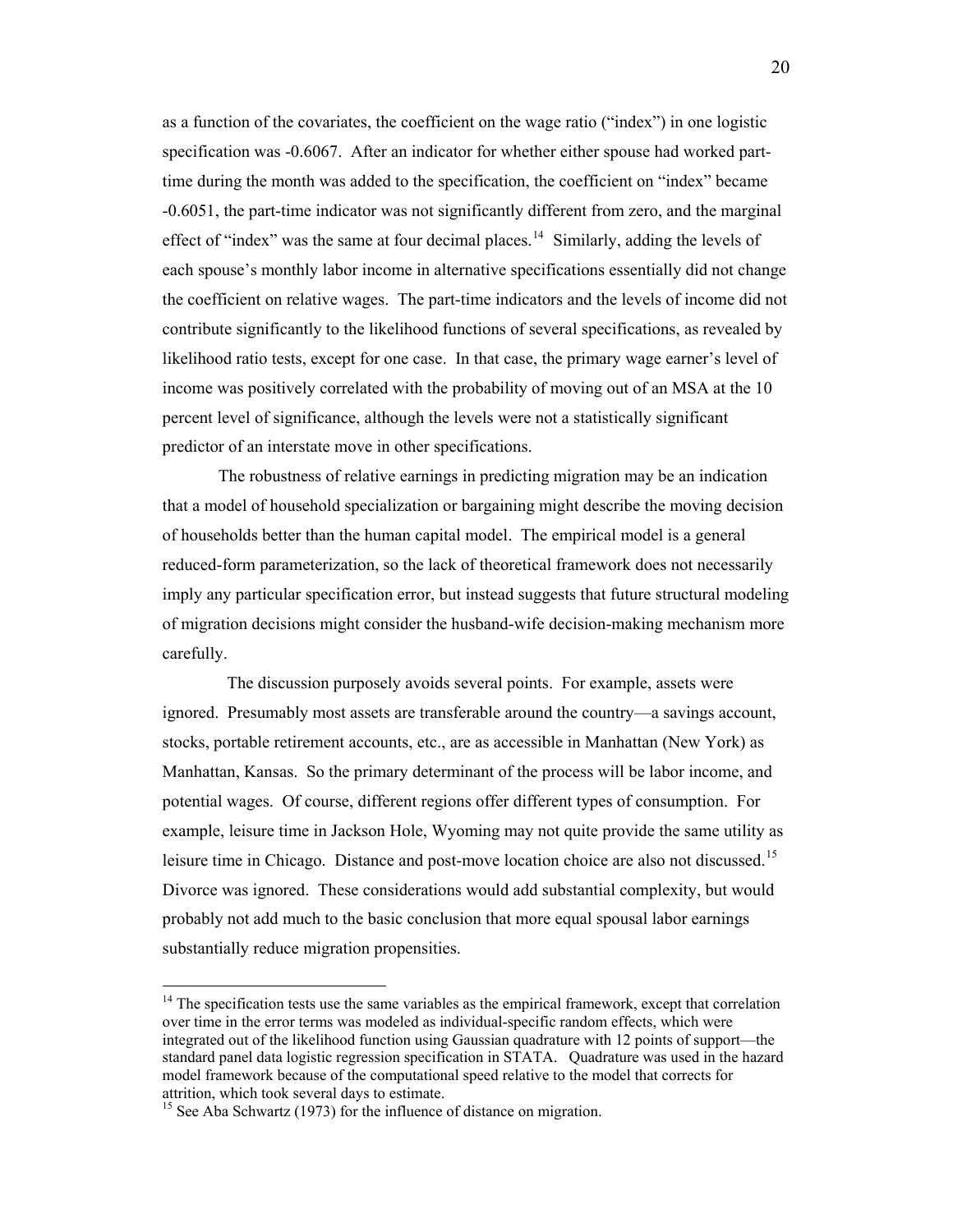as a function of the covariates, the coefficient on the wage ratio ("index") in one logistic specification was -0.6067. After an indicator for whether either spouse had worked part-time during the month was added to the specification, the coefficient on "index" became -0.6051, the part-time indicator was not significantly different from zero, and the marginal effect of "index" was the same at four decimal places.[14] Similarly, adding the levels of each spouse's monthly labor income in alternative specifications essentially did not change the coefficient on relative wages. The part-time indicators and the levels of income did not contribute significantly to the likelihood functions of several specifications, as revealed by likelihood ratio tests, except for one case. In that case, the primary wage earner's level of income was positively correlated with the probability of moving out of an MSA at the 10 percent level of significance, although the levels were not a statistically significant predictor of an interstate move in other specifications.

The robustness of relative earnings in predicting migration may be an indication that a model of household specialization or bargaining might describe the moving decision of households better than the human capital model. The empirical model is a general reduced-form parameterization, so the lack of theoretical framework does not necessarily imply any particular specification error, but instead suggests that future structural modeling of migration decisions might consider the husband-wife decision-making mechanism more carefully.

The discussion purposely avoids several points. For example, assets were ignored. Presumably most assets are transferable around the country—a savings account, stocks, portable retirement accounts, etc., are as accessible in Manhattan (New York) as Manhattan, Kansas. So the primary determinant of the process will be labor income, and potential wages. Of course, different regions offer different types of consumption. For example, leisure time in Jackson Hole, Wyoming may not quite provide the same utility as leisure time in Chicago. Distance and post-move location choice are also not discussed.[15] Divorce was ignored. These considerations would add substantial complexity, but would probably not add much to the basic conclusion that more equal spousal labor earnings substantially reduce migration propensities.

---

[14] The specification tests use the same variables as the empirical framework, except that correlation over time in the error terms was modeled as individual-specific random effects, which were integrated out of the likelihood function using Gaussian quadrature with 12 points of support—the standard panel data logistic regression specification in STATA. Quadrature was used in the hazard model framework because of the computational speed relative to the model that corrects for attrition, which took several days to estimate.

[15] See Aba Schwartz (1973) for the influence of distance on migration.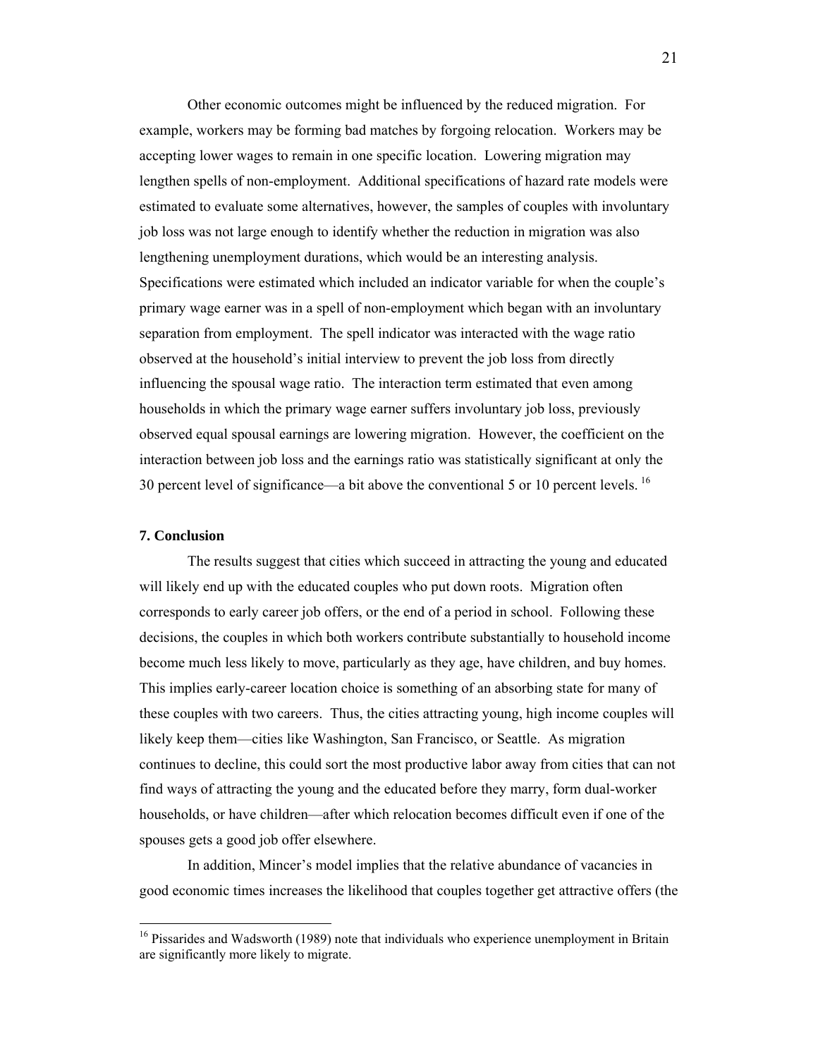Other economic outcomes might be influenced by the reduced migration. For example, workers may be forming bad matches by forgoing relocation. Workers may be accepting lower wages to remain in one specific location. Lowering migration may lengthen spells of non-employment. Additional specifications of hazard rate models were estimated to evaluate some alternatives, however, the samples of couples with involuntary job loss was not large enough to identify whether the reduction in migration was also lengthening unemployment durations, which would be an interesting analysis. Specifications were estimated which included an indicator variable for when the couple's primary wage earner was in a spell of non-employment which began with an involuntary separation from employment. The spell indicator was interacted with the wage ratio observed at the household's initial interview to prevent the job loss from directly influencing the spousal wage ratio. The interaction term estimated that even among households in which the primary wage earner suffers involuntary job loss, previously observed equal spousal earnings are lowering migration. However, the coefficient on the interaction between job loss and the earnings ratio was statistically significant at only the 30 percent level of significance—a bit above the conventional 5 or 10 percent levels. [16]

## 7. Conclusion

The results suggest that cities which succeed in attracting the young and educated will likely end up with the educated couples who put down roots. Migration often corresponds to early career job offers, or the end of a period in school. Following these decisions, the couples in which both workers contribute substantially to household income become much less likely to move, particularly as they age, have children, and buy homes. This implies early-career location choice is something of an absorbing state for many of these couples with two careers. Thus, the cities attracting young, high income couples will likely keep them—cities like Washington, San Francisco, or Seattle. As migration continues to decline, this could sort the most productive labor away from cities that can not find ways of attracting the young and the educated before they marry, form dual-worker households, or have children—after which relocation becomes difficult even if one of the spouses gets a good job offer elsewhere.

In addition, Mincer's model implies that the relative abundance of vacancies in good economic times increases the likelihood that couples together get attractive offers (the

---

[16] Pissarides and Wadsworth (1989) note that individuals who experience unemployment in Britain are significantly more likely to migrate.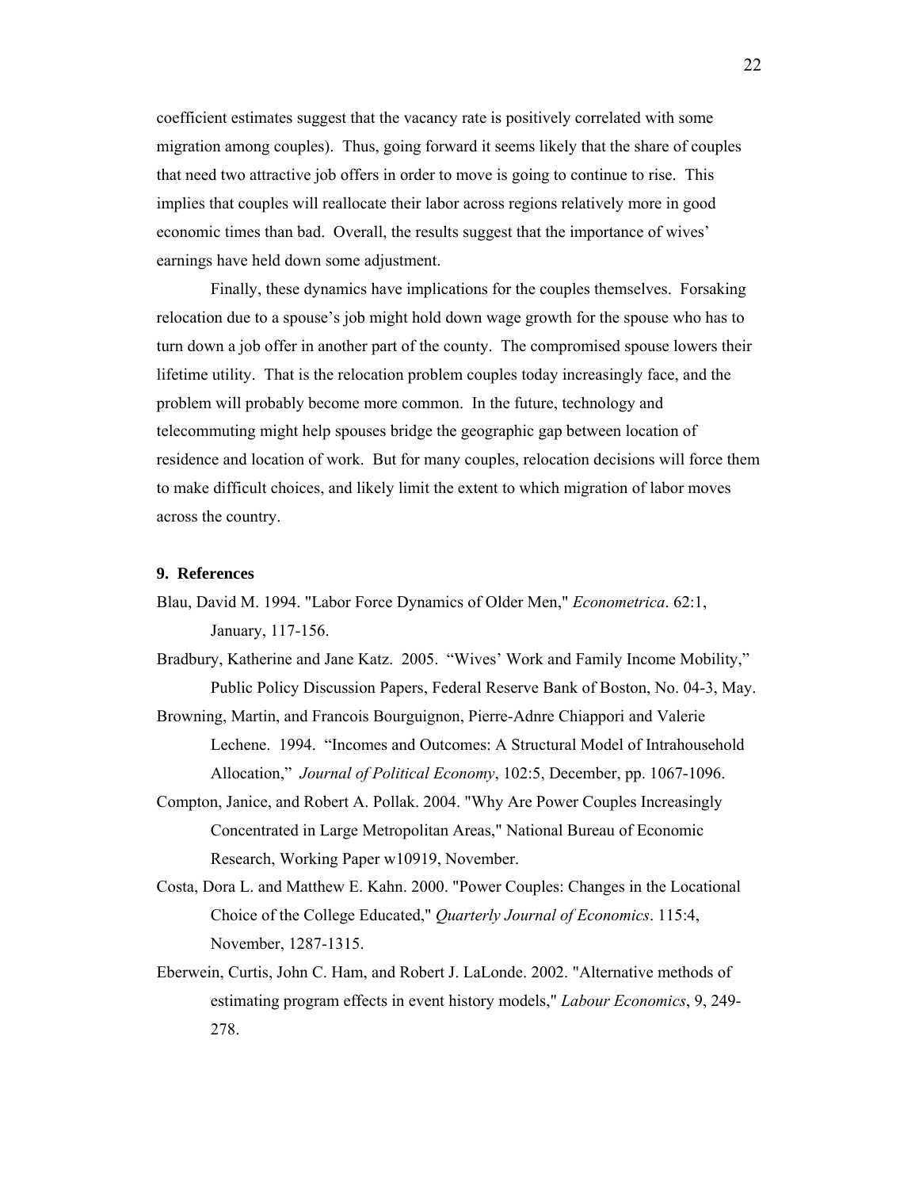coefficient estimates suggest that the vacancy rate is positively correlated with some migration among couples). Thus, going forward it seems likely that the share of couples that need two attractive job offers in order to move is going to continue to rise. This implies that couples will reallocate their labor across regions relatively more in good economic times than bad. Overall, the results suggest that the importance of wives' earnings have held down some adjustment.

Finally, these dynamics have implications for the couples themselves. Forsaking relocation due to a spouse's job might hold down wage growth for the spouse who has to turn down a job offer in another part of the county. The compromised spouse lowers their lifetime utility. That is the relocation problem couples today increasingly face, and the problem will probably become more common. In the future, technology and telecommuting might help spouses bridge the geographic gap between location of residence and location of work. But for many couples, relocation decisions will force them to make difficult choices, and likely limit the extent to which migration of labor moves across the country.

## 9. References

Blau, David M. 1994. "Labor Force Dynamics of Older Men," *Econometrica*. 62:1, January, 117-156.

Bradbury, Katherine and Jane Katz. 2005. "Wives' Work and Family Income Mobility," Public Policy Discussion Papers, Federal Reserve Bank of Boston, No. 04-3, May.

Browning, Martin, and Francois Bourguignon, Pierre-Adnre Chiappori and Valerie Lechene. 1994. "Incomes and Outcomes: A Structural Model of Intrahousehold Allocation," *Journal of Political Economy*, 102:5, December, pp. 1067-1096.

Compton, Janice, and Robert A. Pollak. 2004. "Why Are Power Couples Increasingly Concentrated in Large Metropolitan Areas," National Bureau of Economic Research, Working Paper w10919, November.

Costa, Dora L. and Matthew E. Kahn. 2000. "Power Couples: Changes in the Locational Choice of the College Educated," *Quarterly Journal of Economics*. 115:4, November, 1287-1315.

Eberwein, Curtis, John C. Ham, and Robert J. LaLonde. 2002. "Alternative methods of estimating program effects in event history models," *Labour Economics*, 9, 249-278.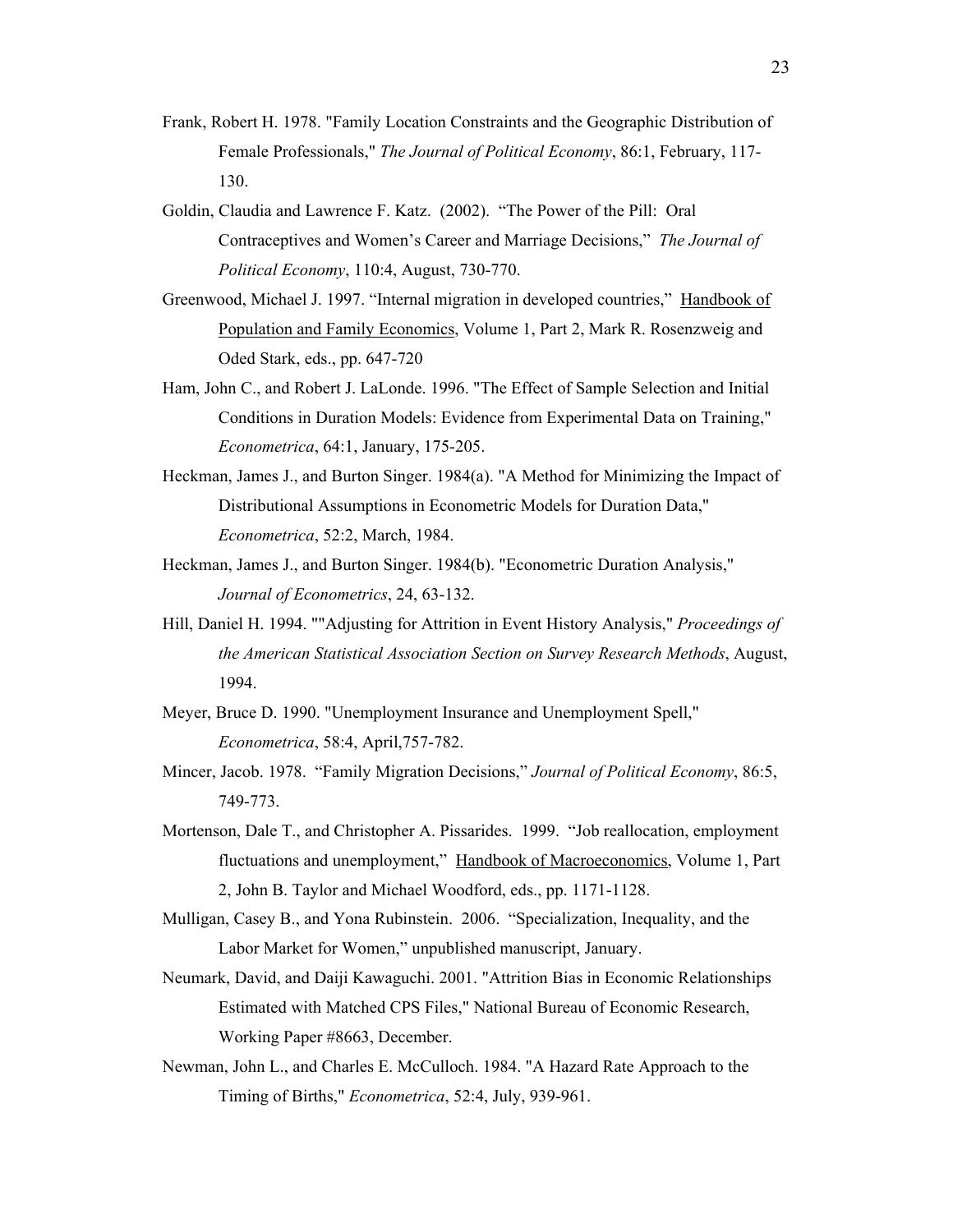Frank, Robert H. 1978. "Family Location Constraints and the Geographic Distribution of Female Professionals," *The Journal of Political Economy*, 86:1, February, 117-130.

Goldin, Claudia and Lawrence F. Katz. (2002). "The Power of the Pill: Oral Contraceptives and Women's Career and Marriage Decisions," *The Journal of Political Economy*, 110:4, August, 730-770.

Greenwood, Michael J. 1997. "Internal migration in developed countries," Handbook of Population and Family Economics, Volume 1, Part 2, Mark R. Rosenzweig and Oded Stark, eds., pp. 647-720

Ham, John C., and Robert J. LaLonde. 1996. "The Effect of Sample Selection and Initial Conditions in Duration Models: Evidence from Experimental Data on Training," *Econometrica*, 64:1, January, 175-205.

Heckman, James J., and Burton Singer. 1984(a). "A Method for Minimizing the Impact of Distributional Assumptions in Econometric Models for Duration Data," *Econometrica*, 52:2, March, 1984.

Heckman, James J., and Burton Singer. 1984(b). "Econometric Duration Analysis," *Journal of Econometrics*, 24, 63-132.

Hill, Daniel H. 1994. ""Adjusting for Attrition in Event History Analysis," *Proceedings of the American Statistical Association Section on Survey Research Methods*, August, 1994.

Meyer, Bruce D. 1990. "Unemployment Insurance and Unemployment Spell," *Econometrica*, 58:4, April,757-782.

Mincer, Jacob. 1978. "Family Migration Decisions," *Journal of Political Economy*, 86:5, 749-773.

Mortenson, Dale T., and Christopher A. Pissarides. 1999. "Job reallocation, employment fluctuations and unemployment," Handbook of Macroeconomics, Volume 1, Part 2, John B. Taylor and Michael Woodford, eds., pp. 1171-1128.

Mulligan, Casey B., and Yona Rubinstein. 2006. "Specialization, Inequality, and the Labor Market for Women," unpublished manuscript, January.

Neumark, David, and Daiji Kawaguchi. 2001. "Attrition Bias in Economic Relationships Estimated with Matched CPS Files," National Bureau of Economic Research, Working Paper #8663, December.

Newman, John L., and Charles E. McCulloch. 1984. "A Hazard Rate Approach to the Timing of Births," *Econometrica*, 52:4, July, 939-961.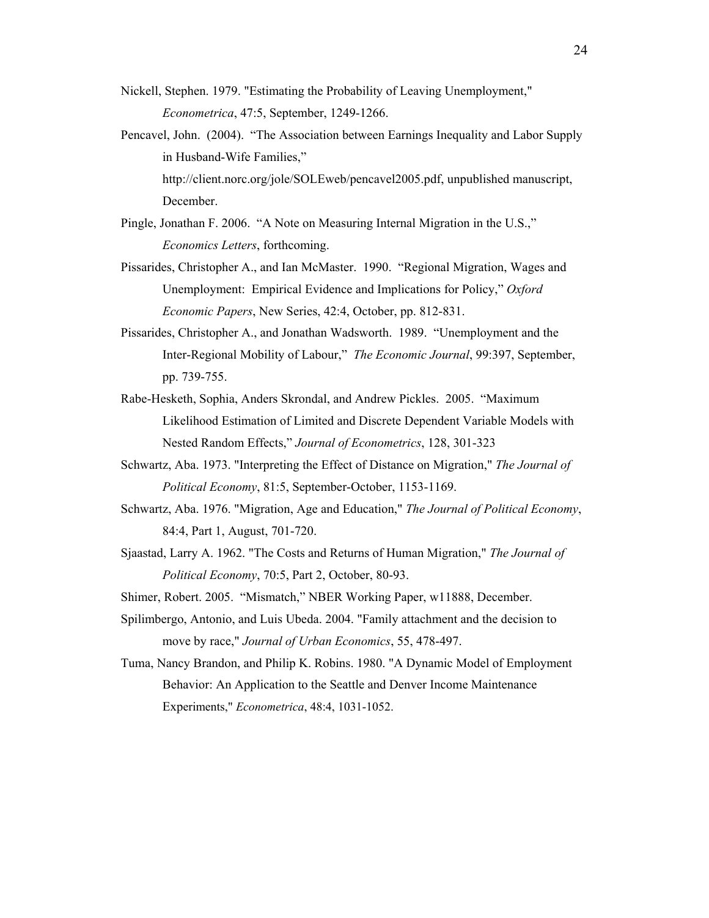Nickell, Stephen. 1979. "Estimating the Probability of Leaving Unemployment," *Econometrica*, 47:5, September, 1249-1266.

Pencavel, John. (2004). "The Association between Earnings Inequality and Labor Supply in Husband-Wife Families," http://client.norc.org/jole/SOLEweb/pencavel2005.pdf, unpublished manuscript, December.

Pingle, Jonathan F. 2006. "A Note on Measuring Internal Migration in the U.S.," *Economics Letters*, forthcoming.

Pissarides, Christopher A., and Ian McMaster. 1990. "Regional Migration, Wages and Unemployment: Empirical Evidence and Implications for Policy," *Oxford Economic Papers*, New Series, 42:4, October, pp. 812-831.

Pissarides, Christopher A., and Jonathan Wadsworth. 1989. "Unemployment and the Inter-Regional Mobility of Labour," *The Economic Journal*, 99:397, September, pp. 739-755.

Rabe-Hesketh, Sophia, Anders Skrondal, and Andrew Pickles. 2005. "Maximum Likelihood Estimation of Limited and Discrete Dependent Variable Models with Nested Random Effects," *Journal of Econometrics*, 128, 301-323

Schwartz, Aba. 1973. "Interpreting the Effect of Distance on Migration," *The Journal of Political Economy*, 81:5, September-October, 1153-1169.

Schwartz, Aba. 1976. "Migration, Age and Education," *The Journal of Political Economy*, 84:4, Part 1, August, 701-720.

Sjaastad, Larry A. 1962. "The Costs and Returns of Human Migration," *The Journal of Political Economy*, 70:5, Part 2, October, 80-93.

Shimer, Robert. 2005. "Mismatch," NBER Working Paper, w11888, December.

Spilimbergo, Antonio, and Luis Ubeda. 2004. "Family attachment and the decision to move by race," *Journal of Urban Economics*, 55, 478-497.

Tuma, Nancy Brandon, and Philip K. Robins. 1980. "A Dynamic Model of Employment Behavior: An Application to the Seattle and Denver Income Maintenance Experiments," *Econometrica*, 48:4, 1031-1052.